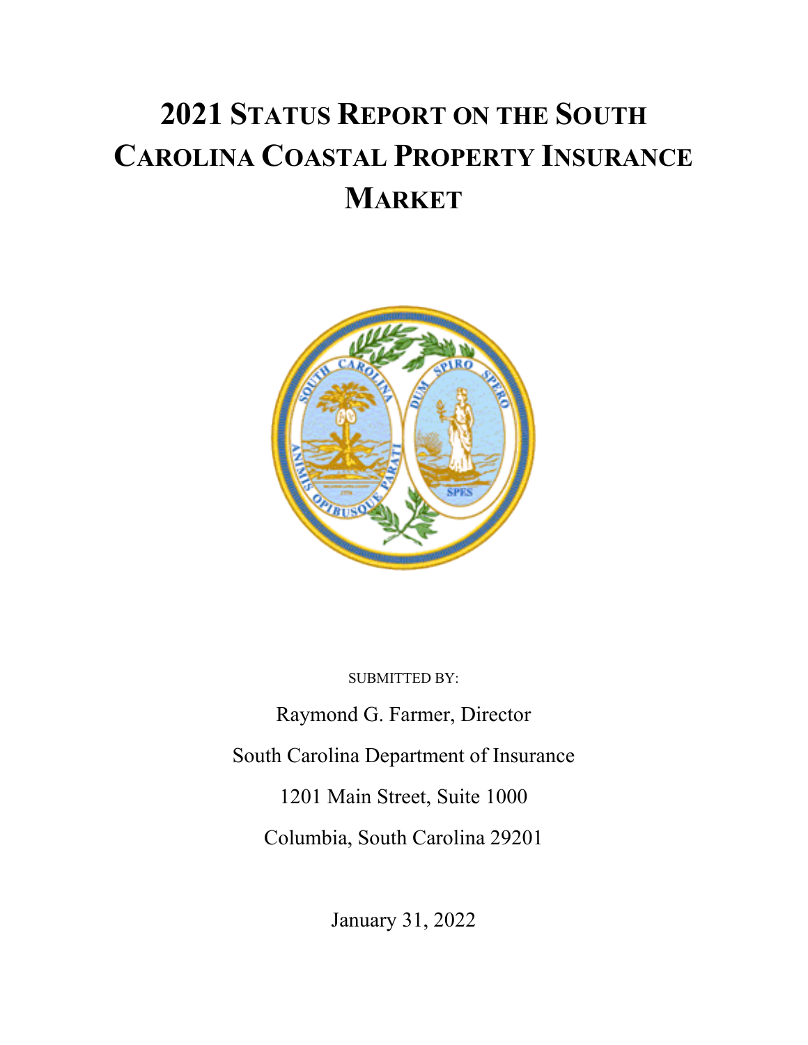# 2021 STATUS REPORT ON THE SOUTH CAROLINA COASTAL PROPERTY INSURANCE MARKET

SUBMITTED BY:

Raymond G. Farmer, Director

South Carolina Department of Insurance

1201 Main Street, Suite 1000

Columbia, South Carolina 29201

January 31, 2022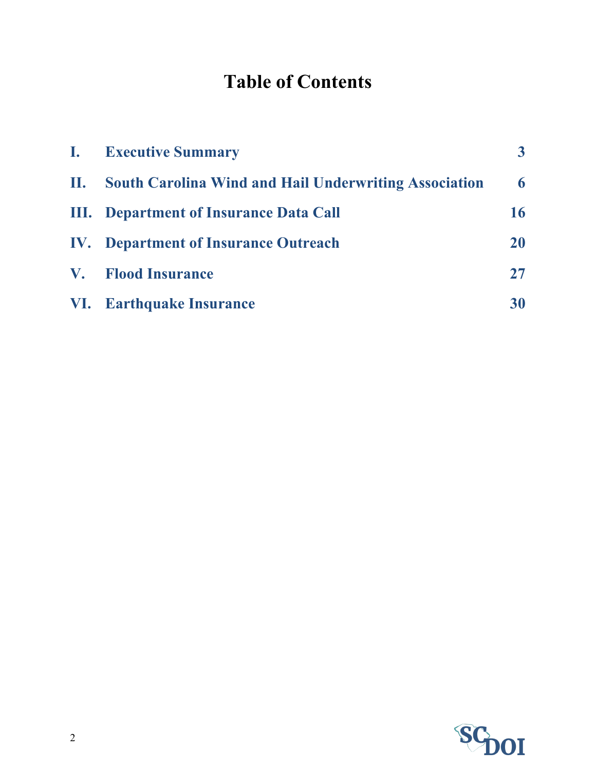# Table of Contents

| | | |
|---|---|---|
| **I.** | **Executive Summary** | **3** |
| **II.** | **South Carolina Wind and Hail Underwriting Association** | **6** |
| **III.** | **Department of Insurance Data Call** | **16** |
| **IV.** | **Department of Insurance Outreach** | **20** |
| **V.** | **Flood Insurance** | **27** |
| **VI.** | **Earthquake Insurance** | **30** |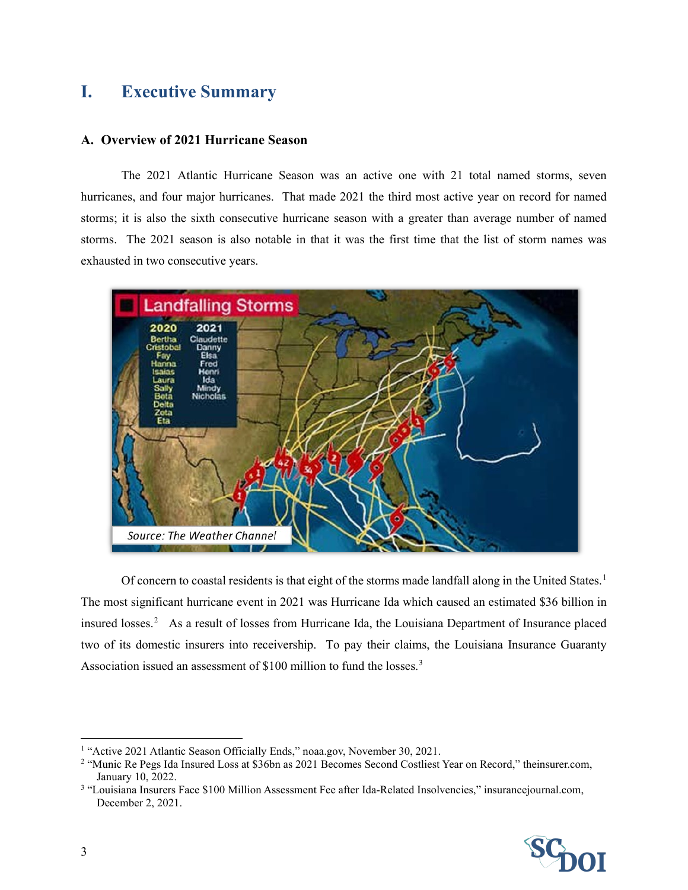# I. Executive Summary

## A. Overview of 2021 Hurricane Season

The 2021 Atlantic Hurricane Season was an active one with 21 total named storms, seven hurricanes, and four major hurricanes. That made 2021 the third most active year on record for named storms; it is also the sixth consecutive hurricane season with a greater than average number of named storms. The 2021 season is also notable in that it was the first time that the list of storm names was exhausted in two consecutive years.

Source: The Weather Channel

Of concern to coastal residents is that eight of the storms made landfall along in the United States.[1] The most significant hurricane event in 2021 was Hurricane Ida which caused an estimated $36 billion in insured losses.[2] As a result of losses from Hurricane Ida, the Louisiana Department of Insurance placed two of its domestic insurers into receivership. To pay their claims, the Louisiana Insurance Guaranty Association issued an assessment of $100 million to fund the losses.[3]

---

[1] "Active 2021 Atlantic Season Officially Ends," noaa.gov, November 30, 2021.

[2] "Munic Re Pegs Ida Insured Loss at $36bn as 2021 Becomes Second Costliest Year on Record," theinsurer.com, January 10, 2022.

[3] "Louisiana Insurers Face $100 Million Assessment Fee after Ida-Related Insolvencies," insurancejournal.com, December 2, 2021.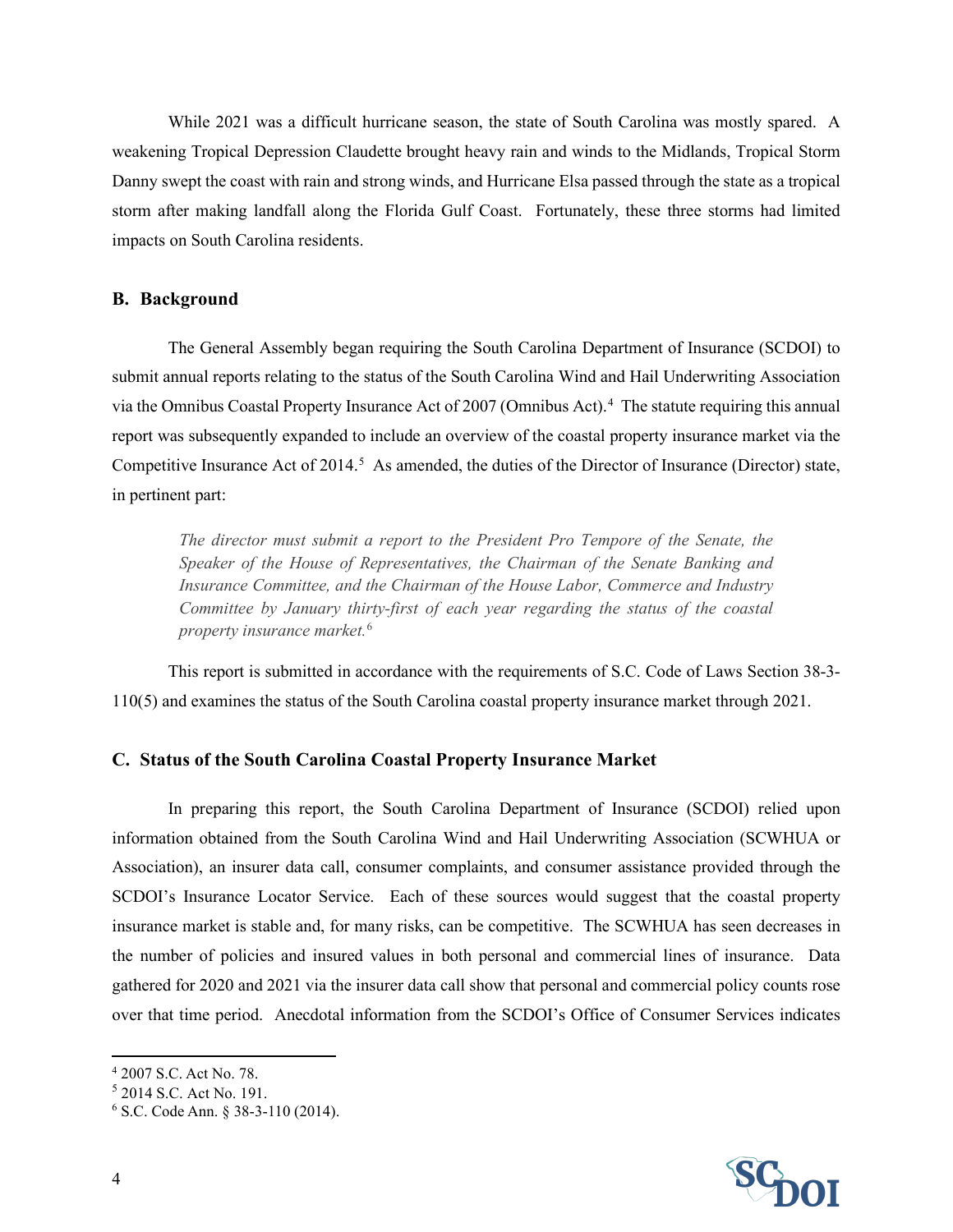While 2021 was a difficult hurricane season, the state of South Carolina was mostly spared. A weakening Tropical Depression Claudette brought heavy rain and winds to the Midlands, Tropical Storm Danny swept the coast with rain and strong winds, and Hurricane Elsa passed through the state as a tropical storm after making landfall along the Florida Gulf Coast. Fortunately, these three storms had limited impacts on South Carolina residents.

## B. Background

The General Assembly began requiring the South Carolina Department of Insurance (SCDOI) to submit annual reports relating to the status of the South Carolina Wind and Hail Underwriting Association via the Omnibus Coastal Property Insurance Act of 2007 (Omnibus Act).[4] The statute requiring this annual report was subsequently expanded to include an overview of the coastal property insurance market via the Competitive Insurance Act of 2014.[5] As amended, the duties of the Director of Insurance (Director) state, in pertinent part:

> *The director must submit a report to the President Pro Tempore of the Senate, the Speaker of the House of Representatives, the Chairman of the Senate Banking and Insurance Committee, and the Chairman of the House Labor, Commerce and Industry Committee by January thirty-first of each year regarding the status of the coastal property insurance market.*[6]

This report is submitted in accordance with the requirements of S.C. Code of Laws Section 38-3-110(5) and examines the status of the South Carolina coastal property insurance market through 2021.

## C. Status of the South Carolina Coastal Property Insurance Market

In preparing this report, the South Carolina Department of Insurance (SCDOI) relied upon information obtained from the South Carolina Wind and Hail Underwriting Association (SCWHUA or Association), an insurer data call, consumer complaints, and consumer assistance provided through the SCDOI's Insurance Locator Service. Each of these sources would suggest that the coastal property insurance market is stable and, for many risks, can be competitive. The SCWHUA has seen decreases in the number of policies and insured values in both personal and commercial lines of insurance. Data gathered for 2020 and 2021 via the insurer data call show that personal and commercial policy counts rose over that time period. Anecdotal information from the SCDOI's Office of Consumer Services indicates

---

[4] 2007 S.C. Act No. 78.

[5] 2014 S.C. Act No. 191.

[6] S.C. Code Ann. § 38-3-110 (2014).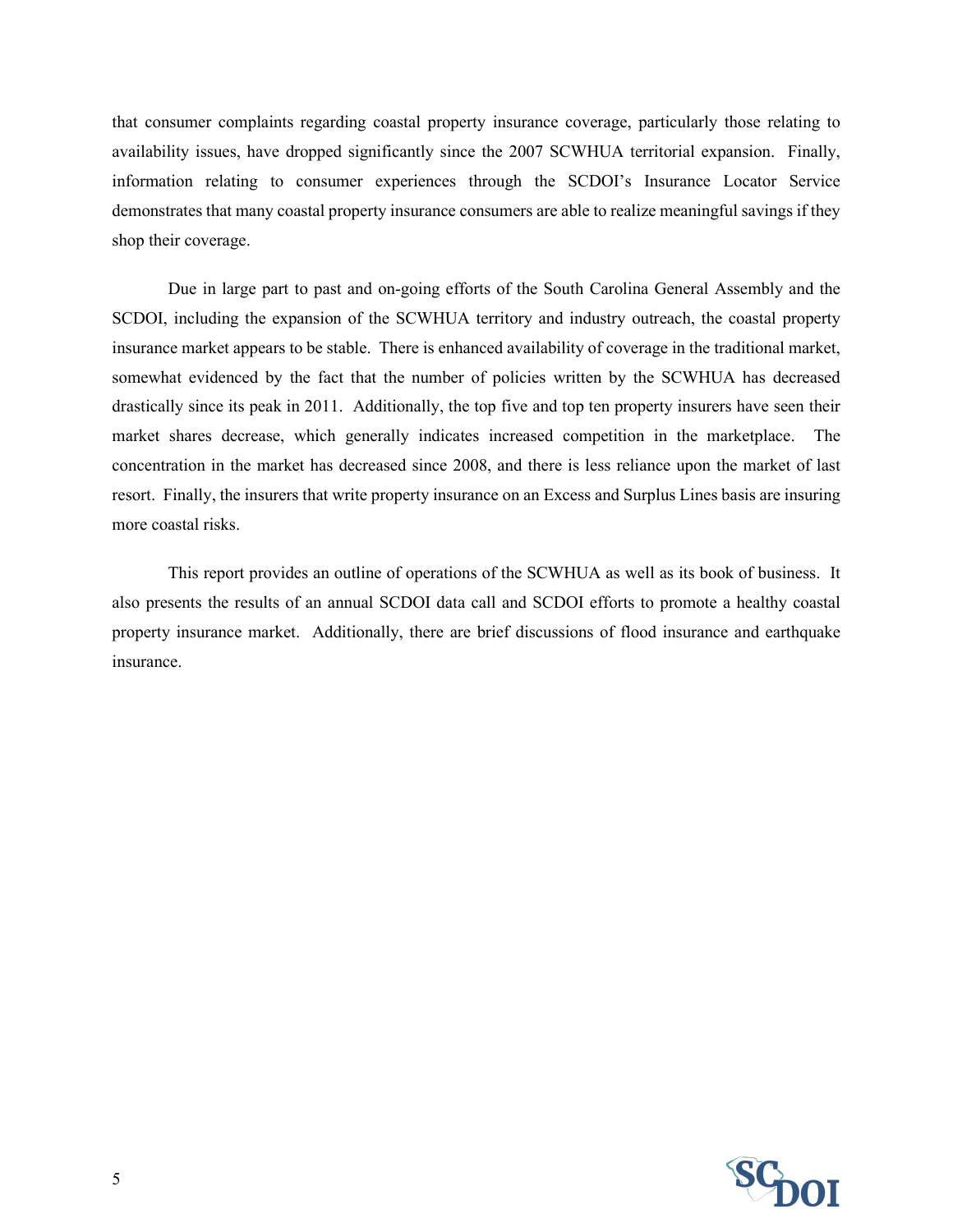that consumer complaints regarding coastal property insurance coverage, particularly those relating to availability issues, have dropped significantly since the 2007 SCWHUA territorial expansion. Finally, information relating to consumer experiences through the SCDOI's Insurance Locator Service demonstrates that many coastal property insurance consumers are able to realize meaningful savings if they shop their coverage.

Due in large part to past and on-going efforts of the South Carolina General Assembly and the SCDOI, including the expansion of the SCWHUA territory and industry outreach, the coastal property insurance market appears to be stable. There is enhanced availability of coverage in the traditional market, somewhat evidenced by the fact that the number of policies written by the SCWHUA has decreased drastically since its peak in 2011. Additionally, the top five and top ten property insurers have seen their market shares decrease, which generally indicates increased competition in the marketplace. The concentration in the market has decreased since 2008, and there is less reliance upon the market of last resort. Finally, the insurers that write property insurance on an Excess and Surplus Lines basis are insuring more coastal risks.

This report provides an outline of operations of the SCWHUA as well as its book of business. It also presents the results of an annual SCDOI data call and SCDOI efforts to promote a healthy coastal property insurance market. Additionally, there are brief discussions of flood insurance and earthquake insurance.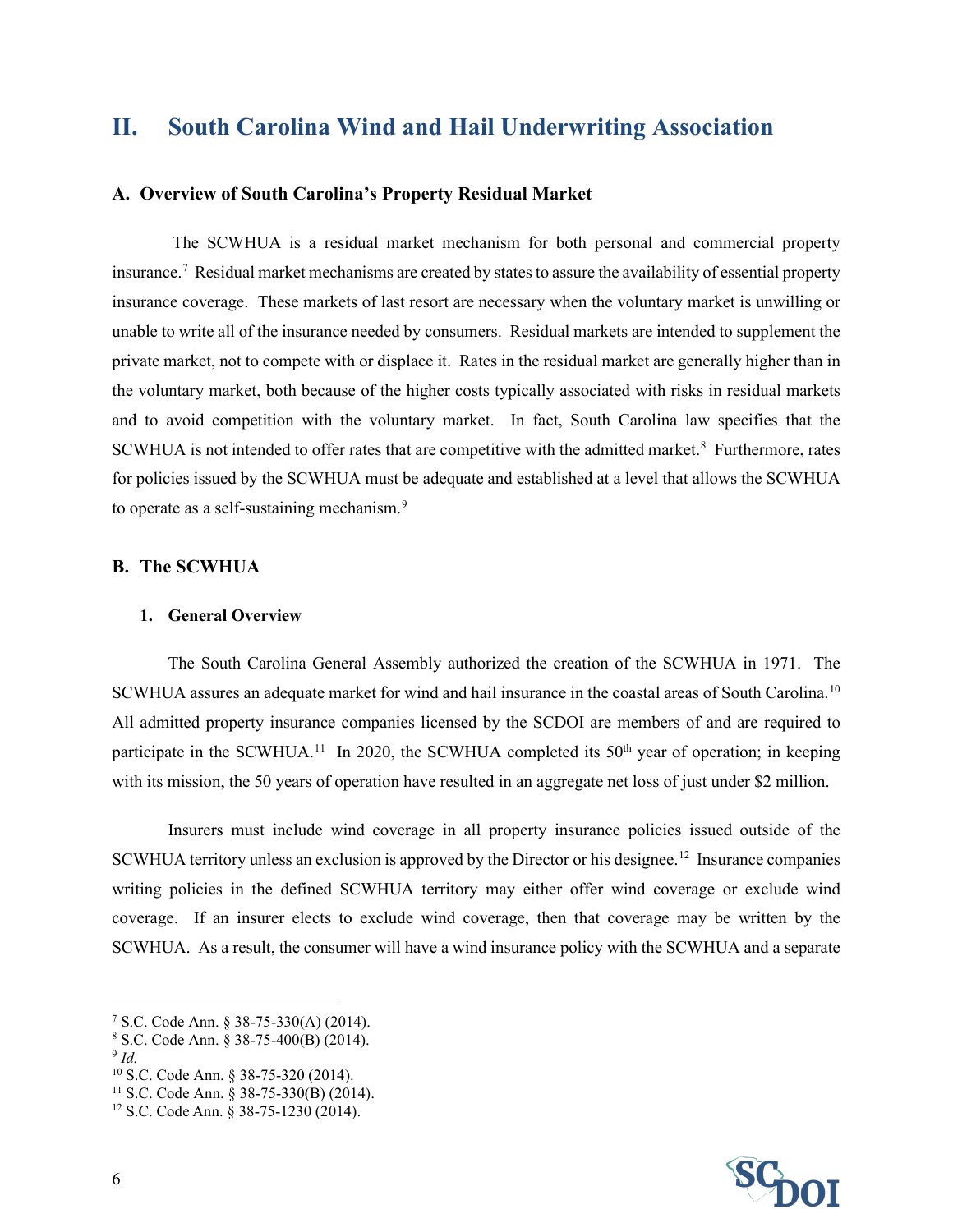## II. South Carolina Wind and Hail Underwriting Association

### A. Overview of South Carolina's Property Residual Market

The SCWHUA is a residual market mechanism for both personal and commercial property insurance.[7] Residual market mechanisms are created by states to assure the availability of essential property insurance coverage. These markets of last resort are necessary when the voluntary market is unwilling or unable to write all of the insurance needed by consumers. Residual markets are intended to supplement the private market, not to compete with or displace it. Rates in the residual market are generally higher than in the voluntary market, both because of the higher costs typically associated with risks in residual markets and to avoid competition with the voluntary market. In fact, South Carolina law specifies that the SCWHUA is not intended to offer rates that are competitive with the admitted market.[8] Furthermore, rates for policies issued by the SCWHUA must be adequate and established at a level that allows the SCWHUA to operate as a self-sustaining mechanism.[9]

### B. The SCWHUA

#### 1. General Overview

The South Carolina General Assembly authorized the creation of the SCWHUA in 1971. The SCWHUA assures an adequate market for wind and hail insurance in the coastal areas of South Carolina.[10] All admitted property insurance companies licensed by the SCDOI are members of and are required to participate in the SCWHUA.[11] In 2020, the SCWHUA completed its 50th year of operation; in keeping with its mission, the 50 years of operation have resulted in an aggregate net loss of just under $2 million.

Insurers must include wind coverage in all property insurance policies issued outside of the SCWHUA territory unless an exclusion is approved by the Director or his designee.[12] Insurance companies writing policies in the defined SCWHUA territory may either offer wind coverage or exclude wind coverage. If an insurer elects to exclude wind coverage, then that coverage may be written by the SCWHUA. As a result, the consumer will have a wind insurance policy with the SCWHUA and a separate

---

[7] S.C. Code Ann. § 38-75-330(A) (2014).
[8] S.C. Code Ann. § 38-75-400(B) (2014).
[9] *Id.*
[10] S.C. Code Ann. § 38-75-320 (2014).
[11] S.C. Code Ann. § 38-75-330(B) (2014).
[12] S.C. Code Ann. § 38-75-1230 (2014).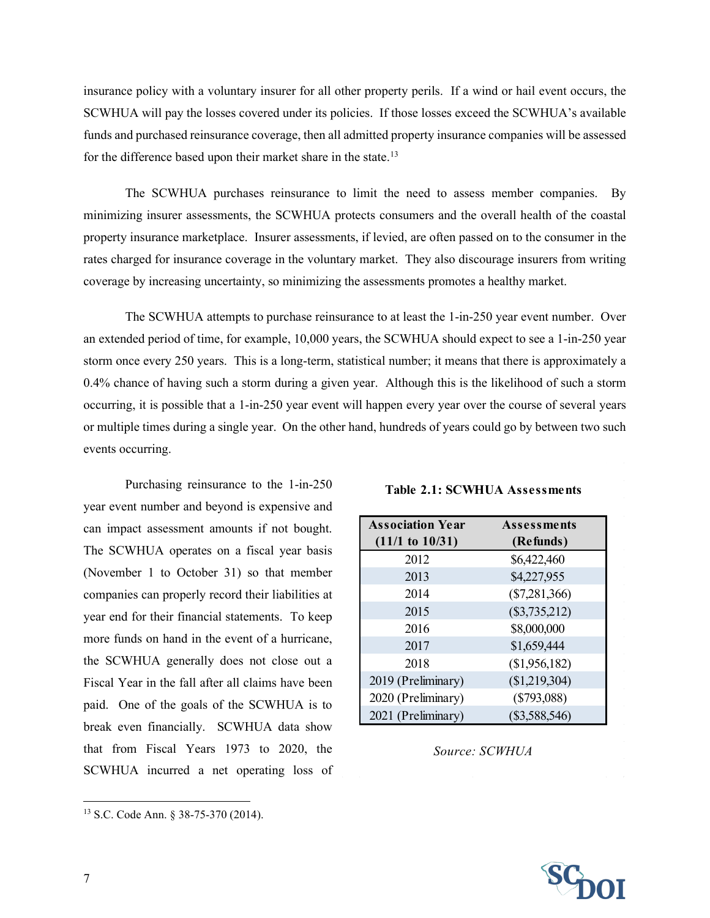insurance policy with a voluntary insurer for all other property perils. If a wind or hail event occurs, the SCWHUA will pay the losses covered under its policies. If those losses exceed the SCWHUA's available funds and purchased reinsurance coverage, then all admitted property insurance companies will be assessed for the difference based upon their market share in the state.[13]

The SCWHUA purchases reinsurance to limit the need to assess member companies. By minimizing insurer assessments, the SCWHUA protects consumers and the overall health of the coastal property insurance marketplace. Insurer assessments, if levied, are often passed on to the consumer in the rates charged for insurance coverage in the voluntary market. They also discourage insurers from writing coverage by increasing uncertainty, so minimizing the assessments promotes a healthy market.

The SCWHUA attempts to purchase reinsurance to at least the 1-in-250 year event number. Over an extended period of time, for example, 10,000 years, the SCWHUA should expect to see a 1-in-250 year storm once every 250 years. This is a long-term, statistical number; it means that there is approximately a 0.4% chance of having such a storm during a given year. Although this is the likelihood of such a storm occurring, it is possible that a 1-in-250 year event will happen every year over the course of several years or multiple times during a single year. On the other hand, hundreds of years could go by between two such events occurring.

Purchasing reinsurance to the 1-in-250 year event number and beyond is expensive and can impact assessment amounts if not bought. The SCWHUA operates on a fiscal year basis (November 1 to October 31) so that member companies can properly record their liabilities at year end for their financial statements. To keep more funds on hand in the event of a hurricane, the SCWHUA generally does not close out a Fiscal Year in the fall after all claims have been paid. One of the goals of the SCWHUA is to break even financially. SCWHUA data show that from Fiscal Years 1973 to 2020, the SCWHUA incurred a net operating loss of

**Table 2.1: SCWHUA Assessments**

| Association Year (11/1 to 10/31) | Assessments (Refunds) |
|---|---|
| 2012 | $6,422,460 |
| 2013 | $4,227,955 |
| 2014 | ($7,281,366) |
| 2015 | ($3,735,212) |
| 2016 | $8,000,000 |
| 2017 | $1,659,444 |
| 2018 | ($1,956,182) |
| 2019 (Preliminary) | ($1,219,304) |
| 2020 (Preliminary) | ($793,088) |
| 2021 (Preliminary) | ($3,588,546) |

*Source: SCWHUA*

[13] S.C. Code Ann. § 38-75-370 (2014).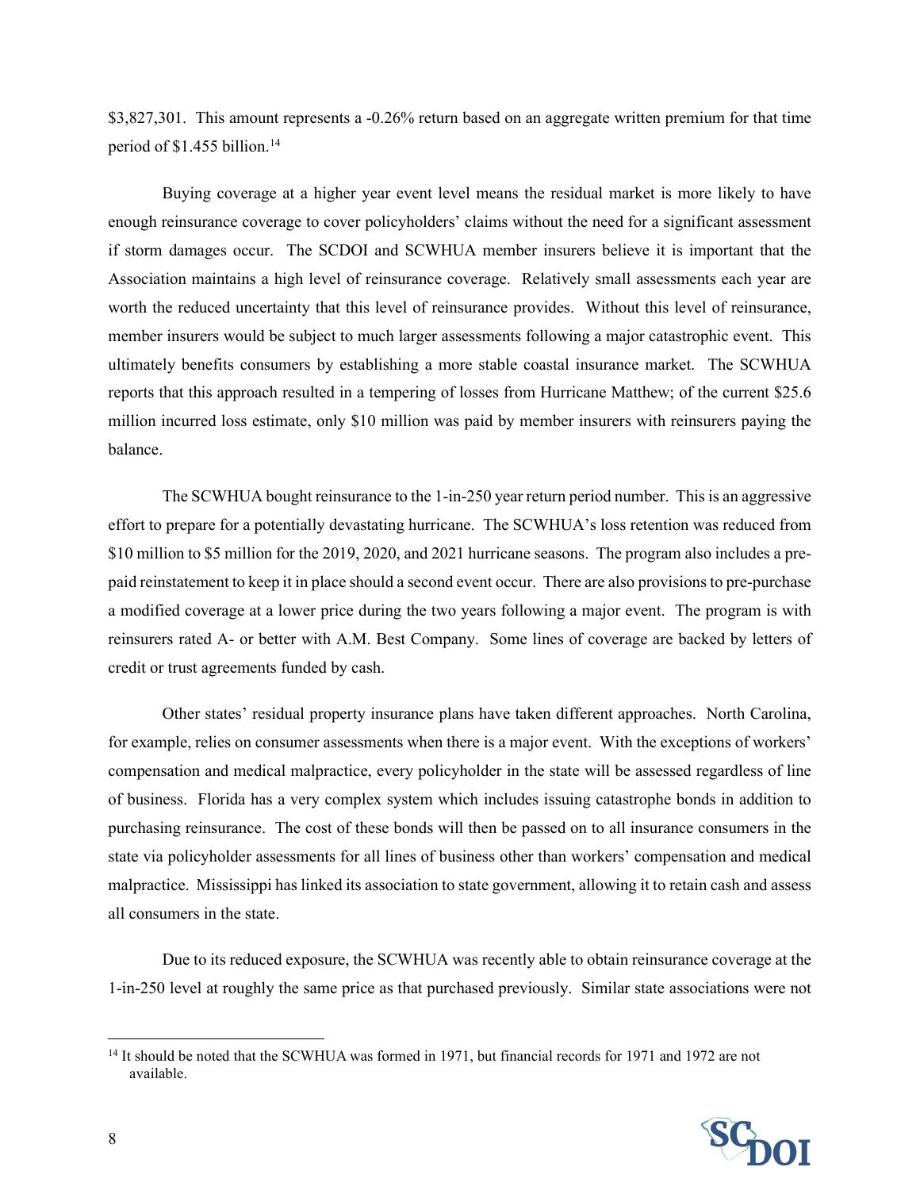$3,827,301. This amount represents a -0.26% return based on an aggregate written premium for that time period of $1.455 billion.[14]

Buying coverage at a higher year event level means the residual market is more likely to have enough reinsurance coverage to cover policyholders' claims without the need for a significant assessment if storm damages occur. The SCDOI and SCWHUA member insurers believe it is important that the Association maintains a high level of reinsurance coverage. Relatively small assessments each year are worth the reduced uncertainty that this level of reinsurance provides. Without this level of reinsurance, member insurers would be subject to much larger assessments following a major catastrophic event. This ultimately benefits consumers by establishing a more stable coastal insurance market. The SCWHUA reports that this approach resulted in a tempering of losses from Hurricane Matthew; of the current $25.6 million incurred loss estimate, only $10 million was paid by member insurers with reinsurers paying the balance.

The SCWHUA bought reinsurance to the 1-in-250 year return period number. This is an aggressive effort to prepare for a potentially devastating hurricane. The SCWHUA's loss retention was reduced from $10 million to $5 million for the 2019, 2020, and 2021 hurricane seasons. The program also includes a pre-paid reinstatement to keep it in place should a second event occur. There are also provisions to pre-purchase a modified coverage at a lower price during the two years following a major event. The program is with reinsurers rated A- or better with A.M. Best Company. Some lines of coverage are backed by letters of credit or trust agreements funded by cash.

Other states' residual property insurance plans have taken different approaches. North Carolina, for example, relies on consumer assessments when there is a major event. With the exceptions of workers' compensation and medical malpractice, every policyholder in the state will be assessed regardless of line of business. Florida has a very complex system which includes issuing catastrophe bonds in addition to purchasing reinsurance. The cost of these bonds will then be passed on to all insurance consumers in the state via policyholder assessments for all lines of business other than workers' compensation and medical malpractice. Mississippi has linked its association to state government, allowing it to retain cash and assess all consumers in the state.

Due to its reduced exposure, the SCWHUA was recently able to obtain reinsurance coverage at the 1-in-250 level at roughly the same price as that purchased previously. Similar state associations were not

[14] It should be noted that the SCWHUA was formed in 1971, but financial records for 1971 and 1972 are not available.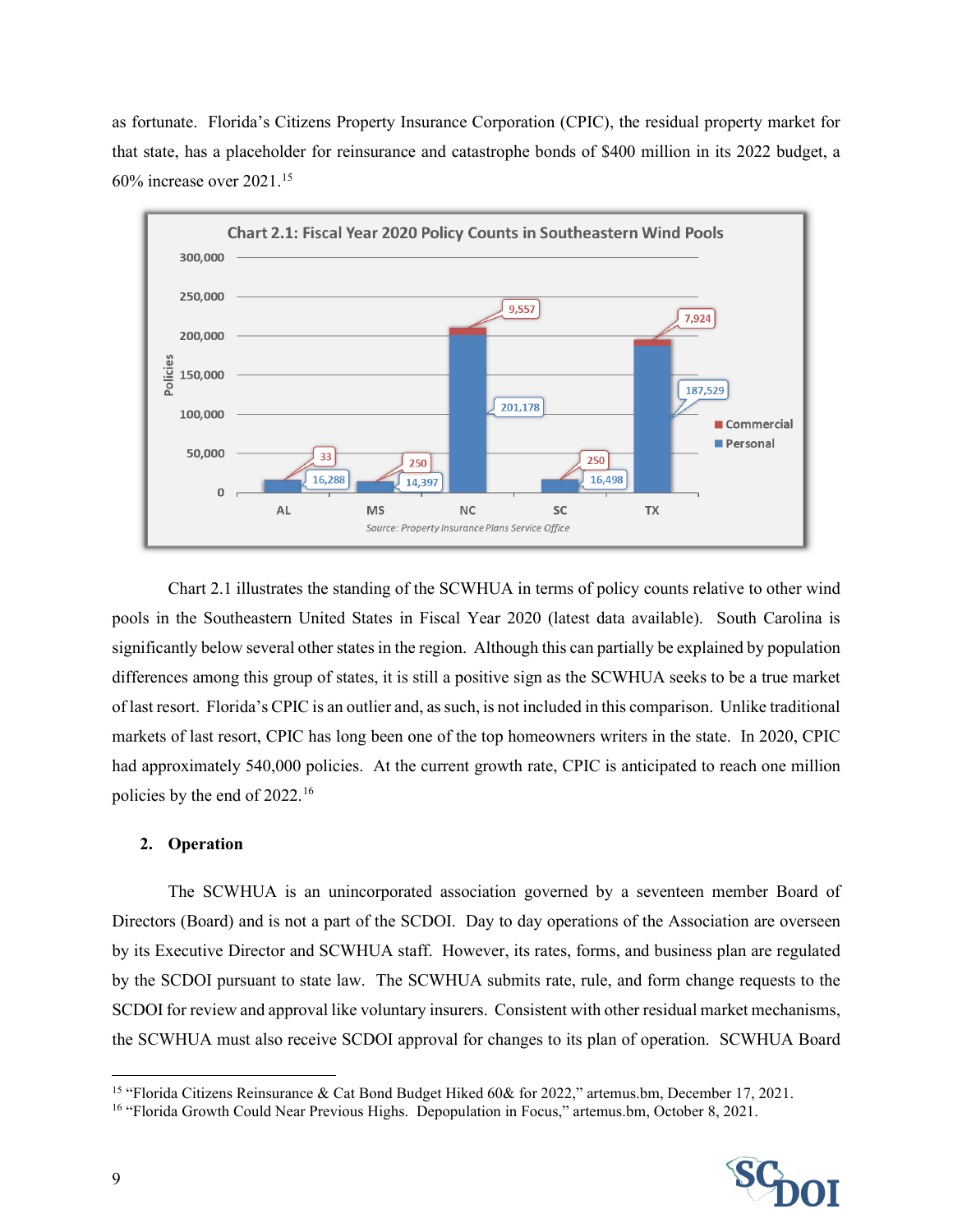as fortunate. Florida's Citizens Property Insurance Corporation (CPIC), the residual property market for that state, has a placeholder for reinsurance and catastrophe bonds of $400 million in its 2022 budget, a 60% increase over 2021.[15]

**Chart 2.1: Fiscal Year 2020 Policy Counts in Southeastern Wind Pools**

| State | Personal | Commercial |
|---|---|---|
| AL | 16,288 | 33 |
| MS | 14,397 | 250 |
| NC | 201,178 | 9,557 |
| SC | 16,498 | 250 |
| TX | 187,529 | 7,924 |

*Source: Property Insurance Plans Service Office*

Chart 2.1 illustrates the standing of the SCWHUA in terms of policy counts relative to other wind pools in the Southeastern United States in Fiscal Year 2020 (latest data available). South Carolina is significantly below several other states in the region. Although this can partially be explained by population differences among this group of states, it is still a positive sign as the SCWHUA seeks to be a true market of last resort. Florida's CPIC is an outlier and, as such, is not included in this comparison. Unlike traditional markets of last resort, CPIC has long been one of the top homeowners writers in the state. In 2020, CPIC had approximately 540,000 policies. At the current growth rate, CPIC is anticipated to reach one million policies by the end of 2022.[16]

**2. Operation**

The SCWHUA is an unincorporated association governed by a seventeen member Board of Directors (Board) and is not a part of the SCDOI. Day to day operations of the Association are overseen by its Executive Director and SCWHUA staff. However, its rates, forms, and business plan are regulated by the SCDOI pursuant to state law. The SCWHUA submits rate, rule, and form change requests to the SCDOI for review and approval like voluntary insurers. Consistent with other residual market mechanisms, the SCWHUA must also receive SCDOI approval for changes to its plan of operation. SCWHUA Board

---

[15] "Florida Citizens Reinsurance & Cat Bond Budget Hiked 60& for 2022," artemus.bm, December 17, 2021.

[16] "Florida Growth Could Near Previous Highs. Depopulation in Focus," artemus.bm, October 8, 2021.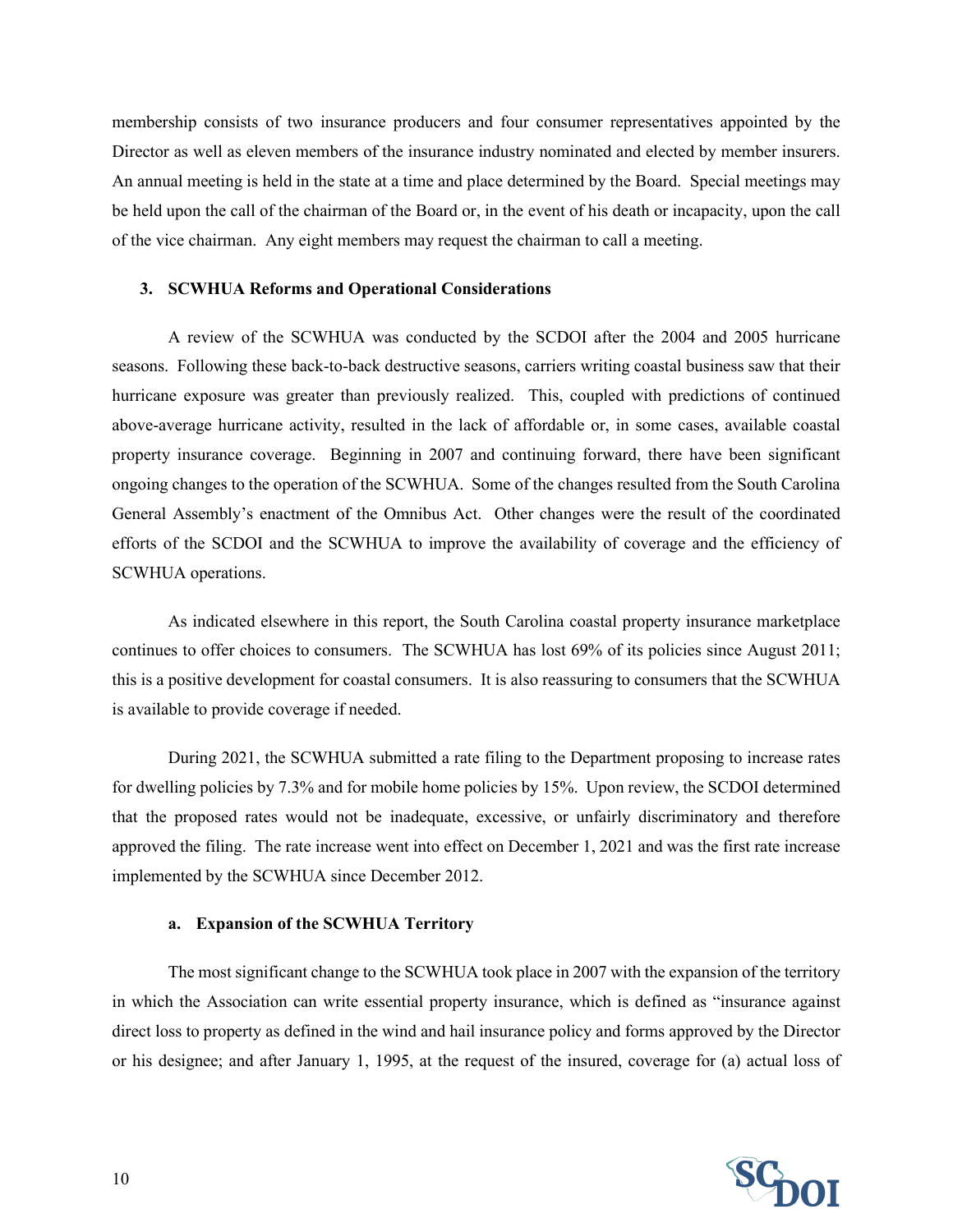membership consists of two insurance producers and four consumer representatives appointed by the Director as well as eleven members of the insurance industry nominated and elected by member insurers. An annual meeting is held in the state at a time and place determined by the Board. Special meetings may be held upon the call of the chairman of the Board or, in the event of his death or incapacity, upon the call of the vice chairman. Any eight members may request the chairman to call a meeting.

### 3. SCWHUA Reforms and Operational Considerations

A review of the SCWHUA was conducted by the SCDOI after the 2004 and 2005 hurricane seasons. Following these back-to-back destructive seasons, carriers writing coastal business saw that their hurricane exposure was greater than previously realized. This, coupled with predictions of continued above-average hurricane activity, resulted in the lack of affordable or, in some cases, available coastal property insurance coverage. Beginning in 2007 and continuing forward, there have been significant ongoing changes to the operation of the SCWHUA. Some of the changes resulted from the South Carolina General Assembly's enactment of the Omnibus Act. Other changes were the result of the coordinated efforts of the SCDOI and the SCWHUA to improve the availability of coverage and the efficiency of SCWHUA operations.

As indicated elsewhere in this report, the South Carolina coastal property insurance marketplace continues to offer choices to consumers. The SCWHUA has lost 69% of its policies since August 2011; this is a positive development for coastal consumers. It is also reassuring to consumers that the SCWHUA is available to provide coverage if needed.

During 2021, the SCWHUA submitted a rate filing to the Department proposing to increase rates for dwelling policies by 7.3% and for mobile home policies by 15%. Upon review, the SCDOI determined that the proposed rates would not be inadequate, excessive, or unfairly discriminatory and therefore approved the filing. The rate increase went into effect on December 1, 2021 and was the first rate increase implemented by the SCWHUA since December 2012.

#### a. Expansion of the SCWHUA Territory

The most significant change to the SCWHUA took place in 2007 with the expansion of the territory in which the Association can write essential property insurance, which is defined as "insurance against direct loss to property as defined in the wind and hail insurance policy and forms approved by the Director or his designee; and after January 1, 1995, at the request of the insured, coverage for (a) actual loss of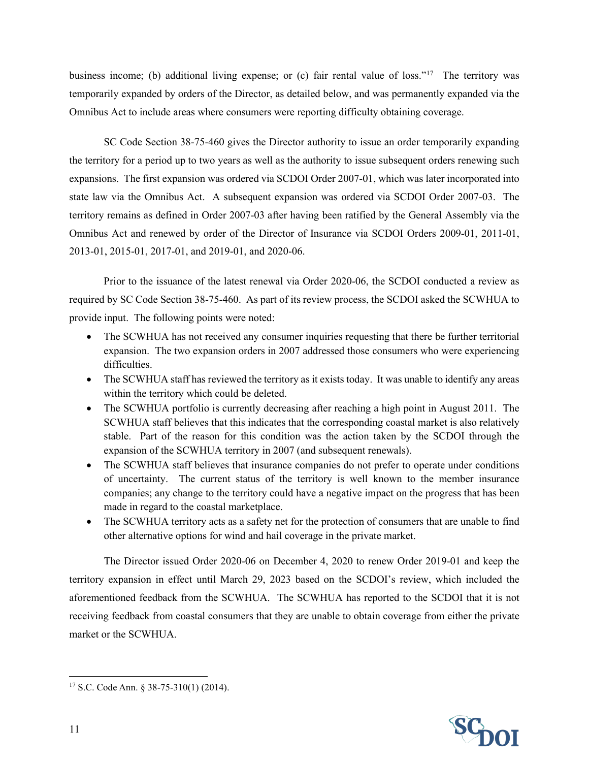business income; (b) additional living expense; or (c) fair rental value of loss."[17] The territory was temporarily expanded by orders of the Director, as detailed below, and was permanently expanded via the Omnibus Act to include areas where consumers were reporting difficulty obtaining coverage.

SC Code Section 38-75-460 gives the Director authority to issue an order temporarily expanding the territory for a period up to two years as well as the authority to issue subsequent orders renewing such expansions. The first expansion was ordered via SCDOI Order 2007-01, which was later incorporated into state law via the Omnibus Act. A subsequent expansion was ordered via SCDOI Order 2007-03. The territory remains as defined in Order 2007-03 after having been ratified by the General Assembly via the Omnibus Act and renewed by order of the Director of Insurance via SCDOI Orders 2009-01, 2011-01, 2013-01, 2015-01, 2017-01, and 2019-01, and 2020-06.

Prior to the issuance of the latest renewal via Order 2020-06, the SCDOI conducted a review as required by SC Code Section 38-75-460. As part of its review process, the SCDOI asked the SCWHUA to provide input. The following points were noted:

- The SCWHUA has not received any consumer inquiries requesting that there be further territorial expansion. The two expansion orders in 2007 addressed those consumers who were experiencing difficulties.
- The SCWHUA staff has reviewed the territory as it exists today. It was unable to identify any areas within the territory which could be deleted.
- The SCWHUA portfolio is currently decreasing after reaching a high point in August 2011. The SCWHUA staff believes that this indicates that the corresponding coastal market is also relatively stable. Part of the reason for this condition was the action taken by the SCDOI through the expansion of the SCWHUA territory in 2007 (and subsequent renewals).
- The SCWHUA staff believes that insurance companies do not prefer to operate under conditions of uncertainty. The current status of the territory is well known to the member insurance companies; any change to the territory could have a negative impact on the progress that has been made in regard to the coastal marketplace.
- The SCWHUA territory acts as a safety net for the protection of consumers that are unable to find other alternative options for wind and hail coverage in the private market.

The Director issued Order 2020-06 on December 4, 2020 to renew Order 2019-01 and keep the territory expansion in effect until March 29, 2023 based on the SCDOI's review, which included the aforementioned feedback from the SCWHUA. The SCWHUA has reported to the SCDOI that it is not receiving feedback from coastal consumers that they are unable to obtain coverage from either the private market or the SCWHUA.

[17] S.C. Code Ann. § 38-75-310(1) (2014).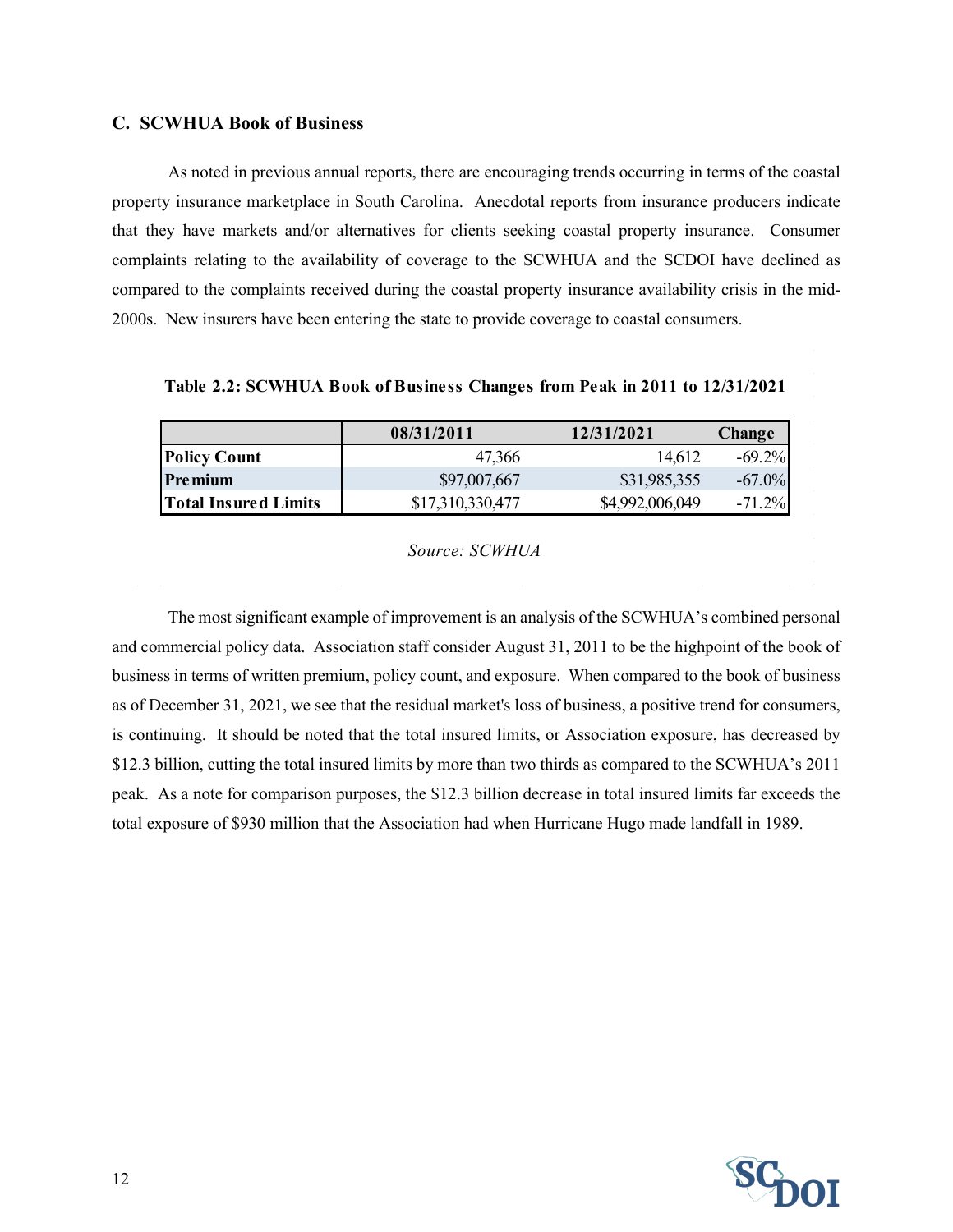### C. SCWHUA Book of Business

As noted in previous annual reports, there are encouraging trends occurring in terms of the coastal property insurance marketplace in South Carolina. Anecdotal reports from insurance producers indicate that they have markets and/or alternatives for clients seeking coastal property insurance. Consumer complaints relating to the availability of coverage to the SCWHUA and the SCDOI have declined as compared to the complaints received during the coastal property insurance availability crisis in the mid-2000s. New insurers have been entering the state to provide coverage to coastal consumers.

**Table 2.2: SCWHUA Book of Business Changes from Peak in 2011 to 12/31/2021**

| | 08/31/2011 | 12/31/2021 | Change |
|---|---|---|---|
| **Policy Count** | 47,366 | 14,612 | -69.2% |
| **Premium** | $97,007,667 | $31,985,355 | -67.0% |
| **Total Insured Limits** | $17,310,330,477 | $4,992,006,049 | -71.2% |

*Source: SCWHUA*

The most significant example of improvement is an analysis of the SCWHUA's combined personal and commercial policy data. Association staff consider August 31, 2011 to be the highpoint of the book of business in terms of written premium, policy count, and exposure. When compared to the book of business as of December 31, 2021, we see that the residual market's loss of business, a positive trend for consumers, is continuing. It should be noted that the total insured limits, or Association exposure, has decreased by $12.3 billion, cutting the total insured limits by more than two thirds as compared to the SCWHUA's 2011 peak. As a note for comparison purposes, the $12.3 billion decrease in total insured limits far exceeds the total exposure of $930 million that the Association had when Hurricane Hugo made landfall in 1989.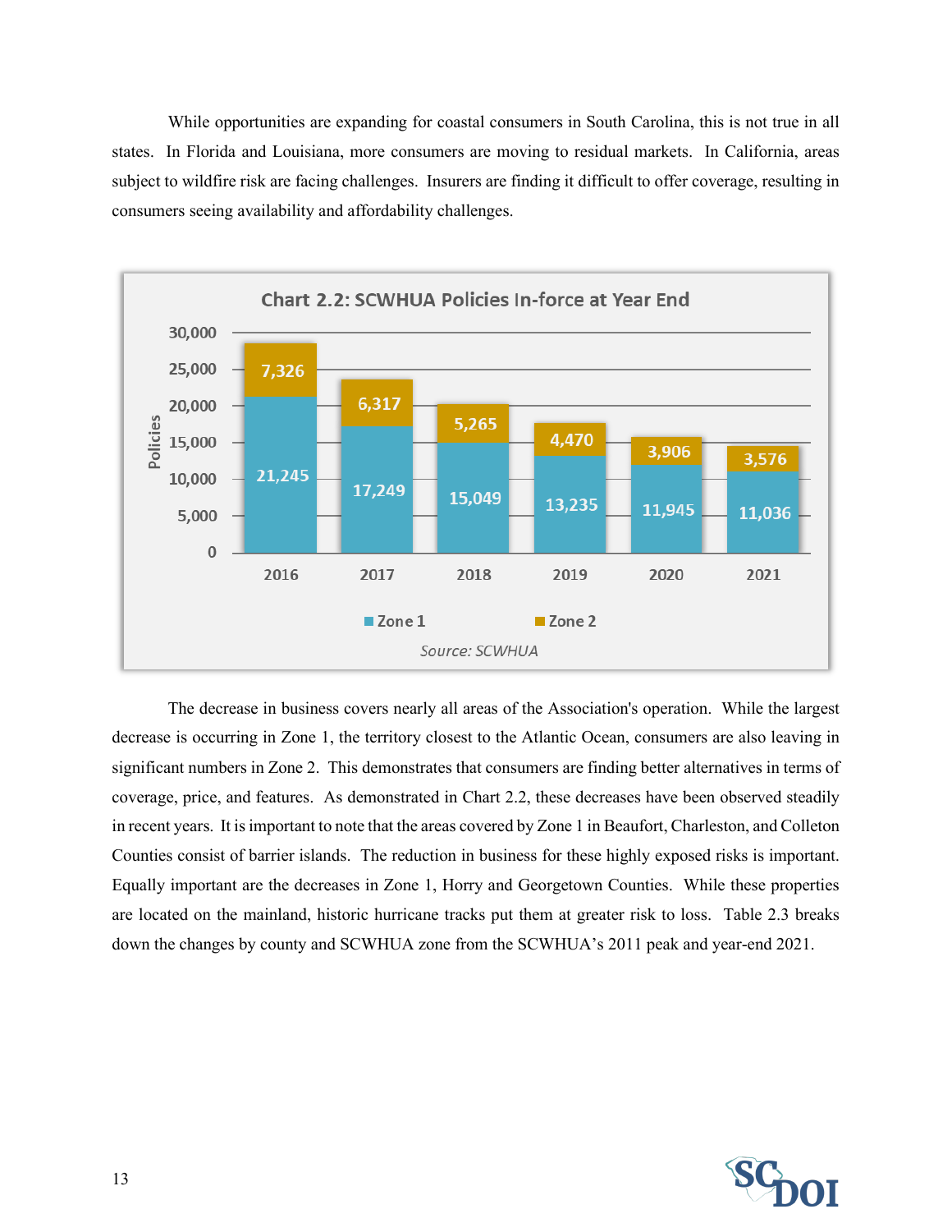While opportunities are expanding for coastal consumers in South Carolina, this is not true in all states. In Florida and Louisiana, more consumers are moving to residual markets. In California, areas subject to wildfire risk are facing challenges. Insurers are finding it difficult to offer coverage, resulting in consumers seeing availability and affordability challenges.

**Chart 2.2: SCWHUA Policies In-force at Year End**

| Year | Zone 1 | Zone 2 |
|---|---|---|
| 2016 | 21,245 | 7,326 |
| 2017 | 17,249 | 6,317 |
| 2018 | 15,049 | 5,265 |
| 2019 | 13,235 | 4,470 |
| 2020 | 11,945 | 3,906 |
| 2021 | 11,036 | 3,576 |

*Source: SCWHUA*

The decrease in business covers nearly all areas of the Association's operation. While the largest decrease is occurring in Zone 1, the territory closest to the Atlantic Ocean, consumers are also leaving in significant numbers in Zone 2. This demonstrates that consumers are finding better alternatives in terms of coverage, price, and features. As demonstrated in Chart 2.2, these decreases have been observed steadily in recent years. It is important to note that the areas covered by Zone 1 in Beaufort, Charleston, and Colleton Counties consist of barrier islands. The reduction in business for these highly exposed risks is important. Equally important are the decreases in Zone 1, Horry and Georgetown Counties. While these properties are located on the mainland, historic hurricane tracks put them at greater risk to loss. Table 2.3 breaks down the changes by county and SCWHUA zone from the SCWHUA's 2011 peak and year-end 2021.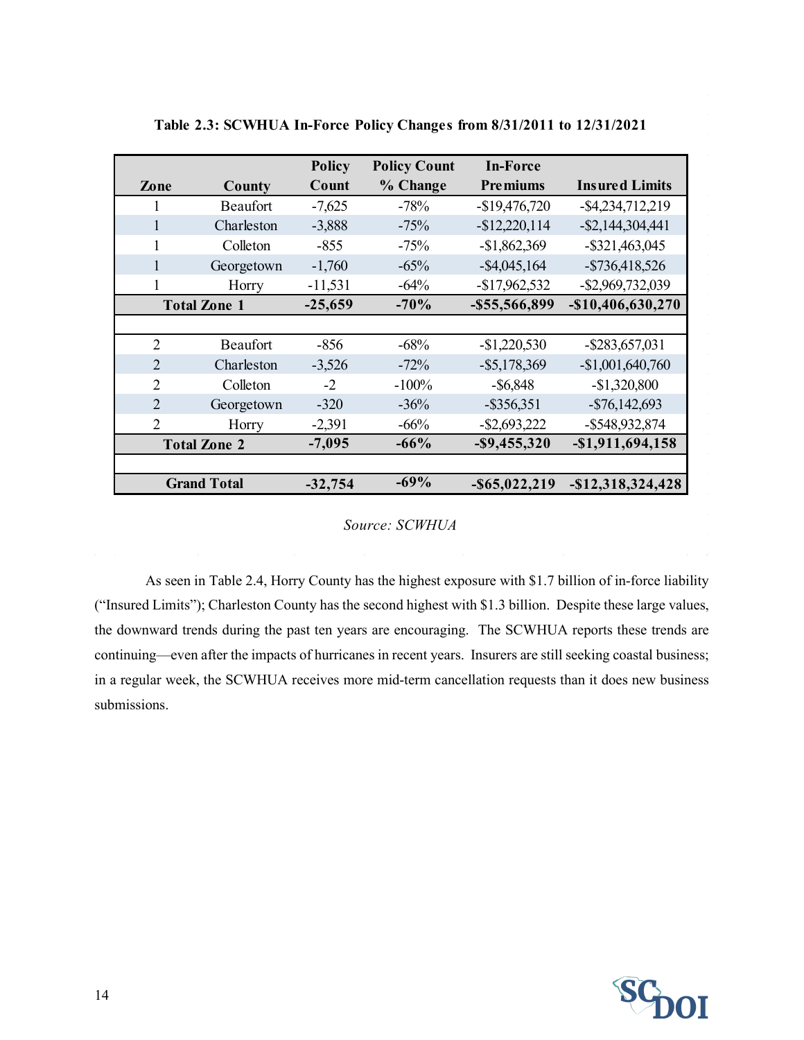**Table 2.3: SCWHUA In-Force Policy Changes from 8/31/2011 to 12/31/2021**

| Zone | County | Policy Count | Policy Count % Change | In-Force Premiums | Insured Limits |
|---|---|---|---|---|---|
| 1 | Beaufort | -7,625 | -78% | -$19,476,720 | -$4,234,712,219 |
| 1 | Charleston | -3,888 | -75% | -$12,220,114 | -$2,144,304,441 |
| 1 | Colleton | -855 | -75% | -$1,862,369 | -$321,463,045 |
| 1 | Georgetown | -1,760 | -65% | -$4,045,164 | -$736,418,526 |
| 1 | Horry | -11,531 | -64% | -$17,962,532 | -$2,969,732,039 |
| **Total Zone 1** | | **-25,659** | **-70%** | **-$55,566,899** | **-$10,406,630,270** |
| | | | | | |
| 2 | Beaufort | -856 | -68% | -$1,220,530 | -$283,657,031 |
| 2 | Charleston | -3,526 | -72% | -$5,178,369 | -$1,001,640,760 |
| 2 | Colleton | -2 | -100% | -$6,848 | -$1,320,800 |
| 2 | Georgetown | -320 | -36% | -$356,351 | -$76,142,693 |
| 2 | Horry | -2,391 | -66% | -$2,693,222 | -$548,932,874 |
| **Total Zone 2** | | **-7,095** | **-66%** | **-$9,455,320** | **-$1,911,694,158** |
| | | | | | |
| **Grand Total** | | **-32,754** | **-69%** | **-$65,022,219** | **-$12,318,324,428** |

*Source: SCWHUA*

As seen in Table 2.4, Horry County has the highest exposure with $1.7 billion of in-force liability ("Insured Limits"); Charleston County has the second highest with $1.3 billion. Despite these large values, the downward trends during the past ten years are encouraging. The SCWHUA reports these trends are continuing—even after the impacts of hurricanes in recent years. Insurers are still seeking coastal business; in a regular week, the SCWHUA receives more mid-term cancellation requests than it does new business submissions.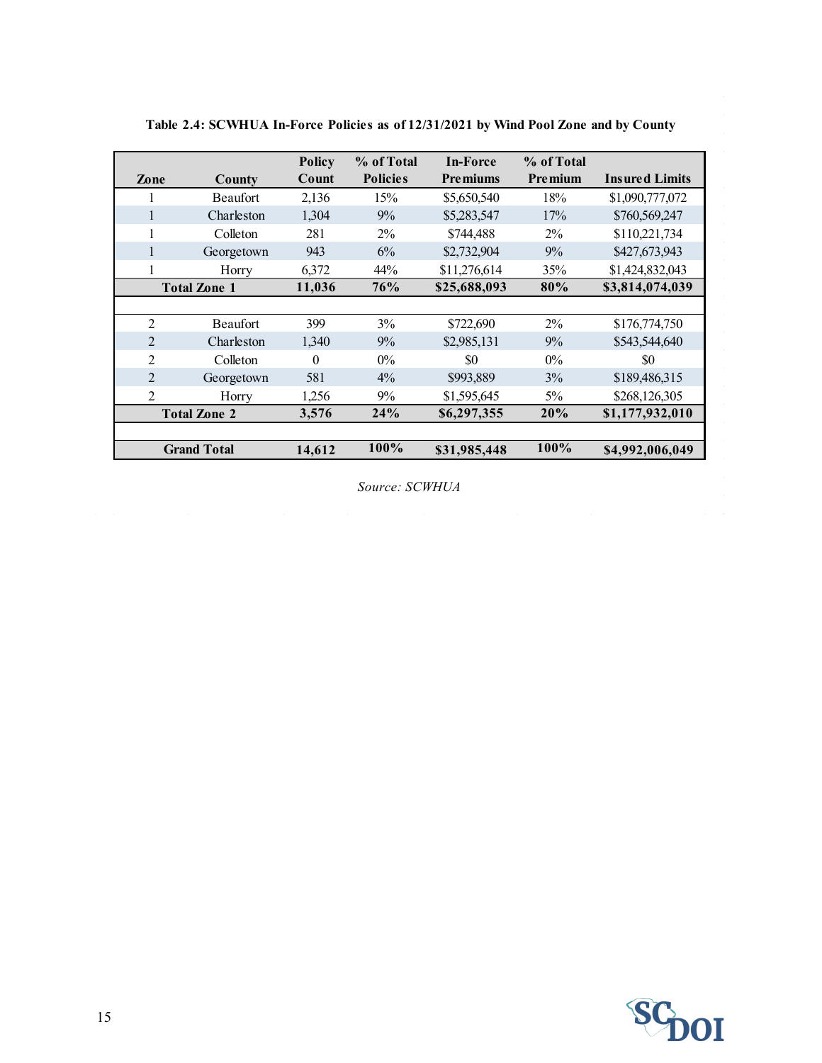**Table 2.4: SCWHUA In-Force Policies as of 12/31/2021 by Wind Pool Zone and by County**

| Zone | County | Policy Count | % of Total Policies | In-Force Premiums | % of Total Premium | Insured Limits |
|---|---|---|---|---|---|---|
| 1 | Beaufort | 2,136 | 15% | $5,650,540 | 18% | $1,090,777,072 |
| 1 | Charleston | 1,304 | 9% | $5,283,547 | 17% | $760,569,247 |
| 1 | Colleton | 281 | 2% | $744,488 | 2% | $110,221,734 |
| 1 | Georgetown | 943 | 6% | $2,732,904 | 9% | $427,673,943 |
| 1 | Horry | 6,372 | 44% | $11,276,614 | 35% | $1,424,832,043 |
| **Total Zone 1** | | **11,036** | **76%** | **$25,688,093** | **80%** | **$3,814,074,039** |
| | | | | | | |
| 2 | Beaufort | 399 | 3% | $722,690 | 2% | $176,774,750 |
| 2 | Charleston | 1,340 | 9% | $2,985,131 | 9% | $543,544,640 |
| 2 | Colleton | 0 | 0% | $0 | 0% | $0 |
| 2 | Georgetown | 581 | 4% | $993,889 | 3% | $189,486,315 |
| 2 | Horry | 1,256 | 9% | $1,595,645 | 5% | $268,126,305 |
| **Total Zone 2** | | **3,576** | **24%** | **$6,297,355** | **20%** | **$1,177,932,010** |
| | | | | | | |
| **Grand Total** | | **14,612** | **100%** | **$31,985,448** | **100%** | **$4,992,006,049** |

*Source: SCWHUA*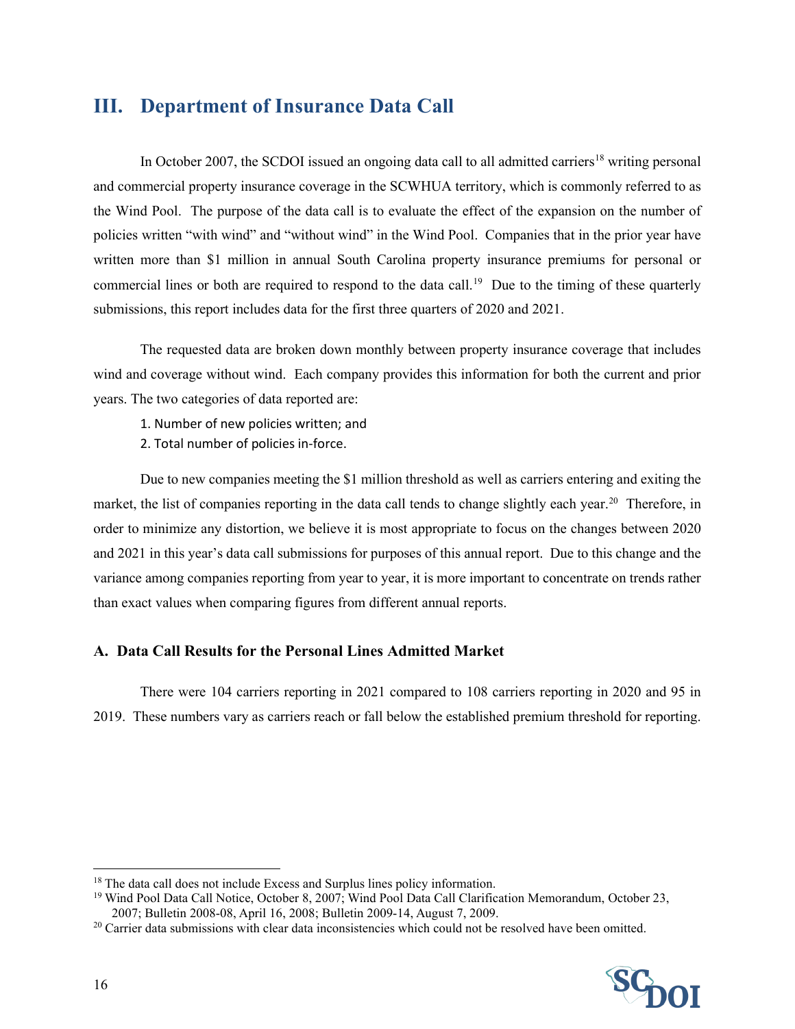## III. Department of Insurance Data Call

In October 2007, the SCDOI issued an ongoing data call to all admitted carriers[18] writing personal and commercial property insurance coverage in the SCWHUA territory, which is commonly referred to as the Wind Pool. The purpose of the data call is to evaluate the effect of the expansion on the number of policies written "with wind" and "without wind" in the Wind Pool. Companies that in the prior year have written more than $1 million in annual South Carolina property insurance premiums for personal or commercial lines or both are required to respond to the data call.[19] Due to the timing of these quarterly submissions, this report includes data for the first three quarters of 2020 and 2021.

The requested data are broken down monthly between property insurance coverage that includes wind and coverage without wind. Each company provides this information for both the current and prior years. The two categories of data reported are:

1. Number of new policies written; and
2. Total number of policies in-force.

Due to new companies meeting the $1 million threshold as well as carriers entering and exiting the market, the list of companies reporting in the data call tends to change slightly each year.[20] Therefore, in order to minimize any distortion, we believe it is most appropriate to focus on the changes between 2020 and 2021 in this year's data call submissions for purposes of this annual report. Due to this change and the variance among companies reporting from year to year, it is more important to concentrate on trends rather than exact values when comparing figures from different annual reports.

### A. Data Call Results for the Personal Lines Admitted Market

There were 104 carriers reporting in 2021 compared to 108 carriers reporting in 2020 and 95 in 2019. These numbers vary as carriers reach or fall below the established premium threshold for reporting.

---

[18] The data call does not include Excess and Surplus lines policy information.

[19] Wind Pool Data Call Notice, October 8, 2007; Wind Pool Data Call Clarification Memorandum, October 23, 2007; Bulletin 2008-08, April 16, 2008; Bulletin 2009-14, August 7, 2009.

[20] Carrier data submissions with clear data inconsistencies which could not be resolved have been omitted.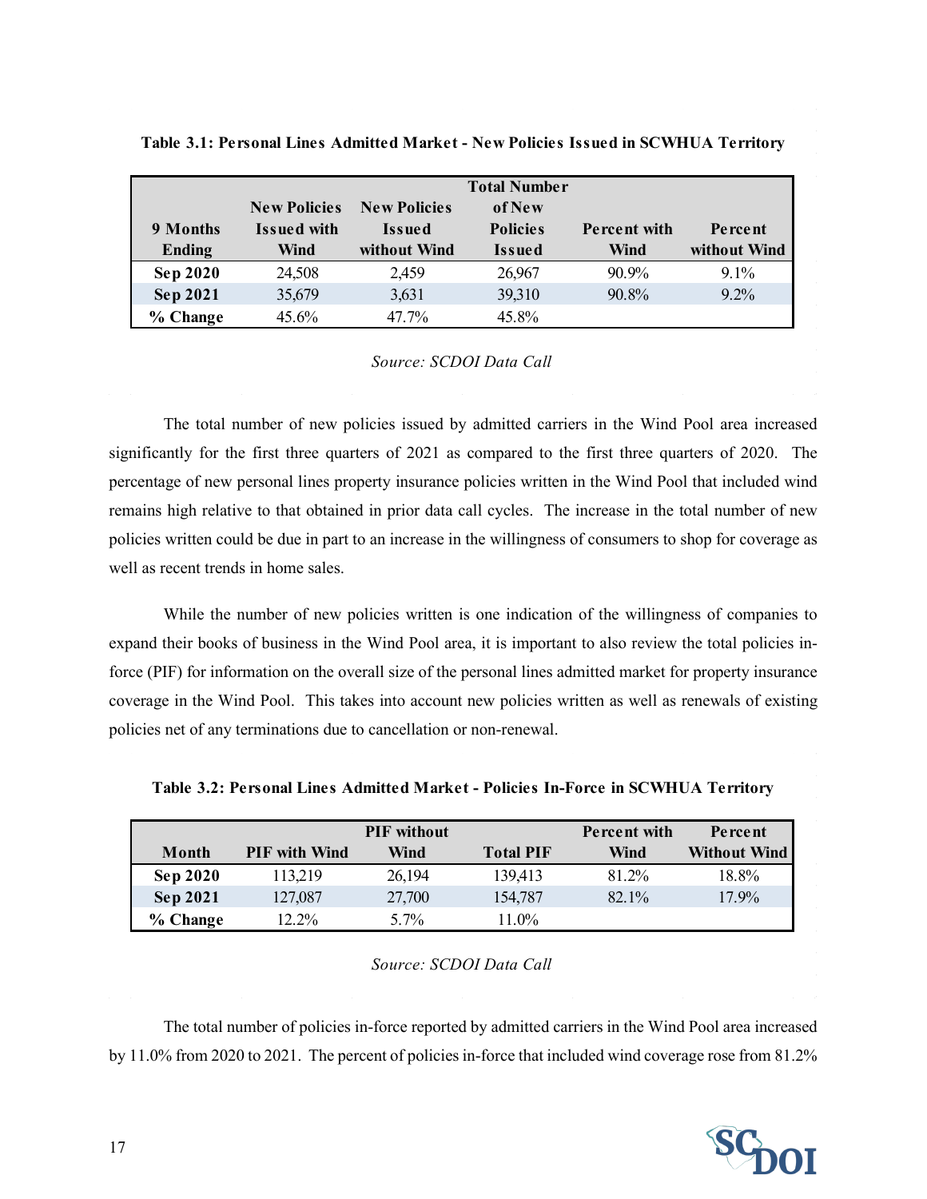**Table 3.1: Personal Lines Admitted Market - New Policies Issued in SCWHUA Territory**

| 9 Months Ending | New Policies Issued with Wind | New Policies Issued without Wind | Total Number of New Policies Issued | Percent with Wind | Percent without Wind |
|---|---|---|---|---|---|
| **Sep 2020** | 24,508 | 2,459 | 26,967 | 90.9% | 9.1% |
| **Sep 2021** | 35,679 | 3,631 | 39,310 | 90.8% | 9.2% |
| **% Change** | 45.6% | 47.7% | 45.8% | | |

*Source: SCDOI Data Call*

The total number of new policies issued by admitted carriers in the Wind Pool area increased significantly for the first three quarters of 2021 as compared to the first three quarters of 2020. The percentage of new personal lines property insurance policies written in the Wind Pool that included wind remains high relative to that obtained in prior data call cycles. The increase in the total number of new policies written could be due in part to an increase in the willingness of consumers to shop for coverage as well as recent trends in home sales.

While the number of new policies written is one indication of the willingness of companies to expand their books of business in the Wind Pool area, it is important to also review the total policies in-force (PIF) for information on the overall size of the personal lines admitted market for property insurance coverage in the Wind Pool. This takes into account new policies written as well as renewals of existing policies net of any terminations due to cancellation or non-renewal.

**Table 3.2: Personal Lines Admitted Market - Policies In-Force in SCWHUA Territory**

| Month | PIF with Wind | PIF without Wind | Total PIF | Percent with Wind | Percent Without Wind |
|---|---|---|---|---|---|
| **Sep 2020** | 113,219 | 26,194 | 139,413 | 81.2% | 18.8% |
| **Sep 2021** | 127,087 | 27,700 | 154,787 | 82.1% | 17.9% |
| **% Change** | 12.2% | 5.7% | 11.0% | | |

*Source: SCDOI Data Call*

The total number of policies in-force reported by admitted carriers in the Wind Pool area increased by 11.0% from 2020 to 2021. The percent of policies in-force that included wind coverage rose from 81.2%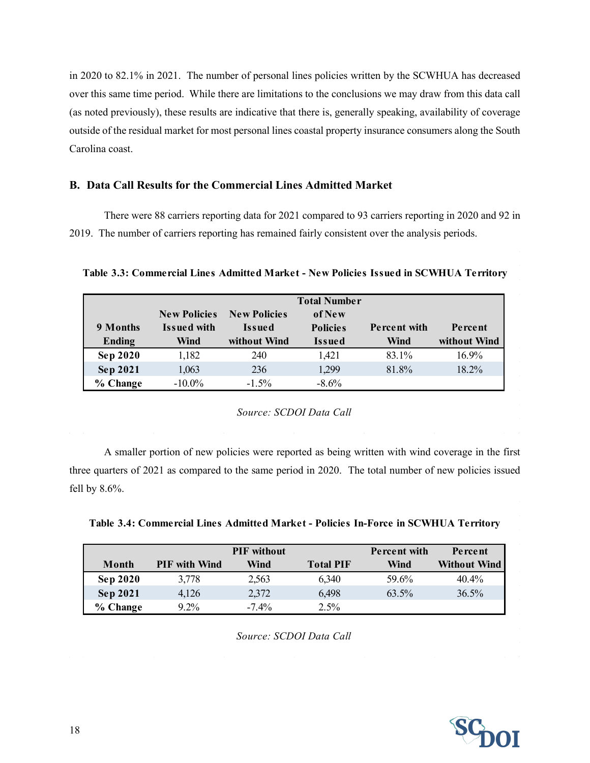in 2020 to 82.1% in 2021. The number of personal lines policies written by the SCWHUA has decreased over this same time period. While there are limitations to the conclusions we may draw from this data call (as noted previously), these results are indicative that there is, generally speaking, availability of coverage outside of the residual market for most personal lines coastal property insurance consumers along the South Carolina coast.

## B. Data Call Results for the Commercial Lines Admitted Market

There were 88 carriers reporting data for 2021 compared to 93 carriers reporting in 2020 and 92 in 2019. The number of carriers reporting has remained fairly consistent over the analysis periods.

**Table 3.3: Commercial Lines Admitted Market - New Policies Issued in SCWHUA Territory**

| 9 Months Ending | New Policies Issued with Wind | New Policies Issued without Wind | Total Number of New Policies Issued | Percent with Wind | Percent without Wind |
|---|---|---|---|---|---|
| Sep 2020 | 1,182 | 240 | 1,421 | 83.1% | 16.9% |
| Sep 2021 | 1,063 | 236 | 1,299 | 81.8% | 18.2% |
| % Change | -10.0% | -1.5% | -8.6% | | |

*Source: SCDOI Data Call*

A smaller portion of new policies were reported as being written with wind coverage in the first three quarters of 2021 as compared to the same period in 2020. The total number of new policies issued fell by 8.6%.

**Table 3.4: Commercial Lines Admitted Market - Policies In-Force in SCWHUA Territory**

| Month | PIF with Wind | PIF without Wind | Total PIF | Percent with Wind | Percent Without Wind |
|---|---|---|---|---|---|
| Sep 2020 | 3,778 | 2,563 | 6,340 | 59.6% | 40.4% |
| Sep 2021 | 4,126 | 2,372 | 6,498 | 63.5% | 36.5% |
| % Change | 9.2% | -7.4% | 2.5% | | |

*Source: SCDOI Data Call*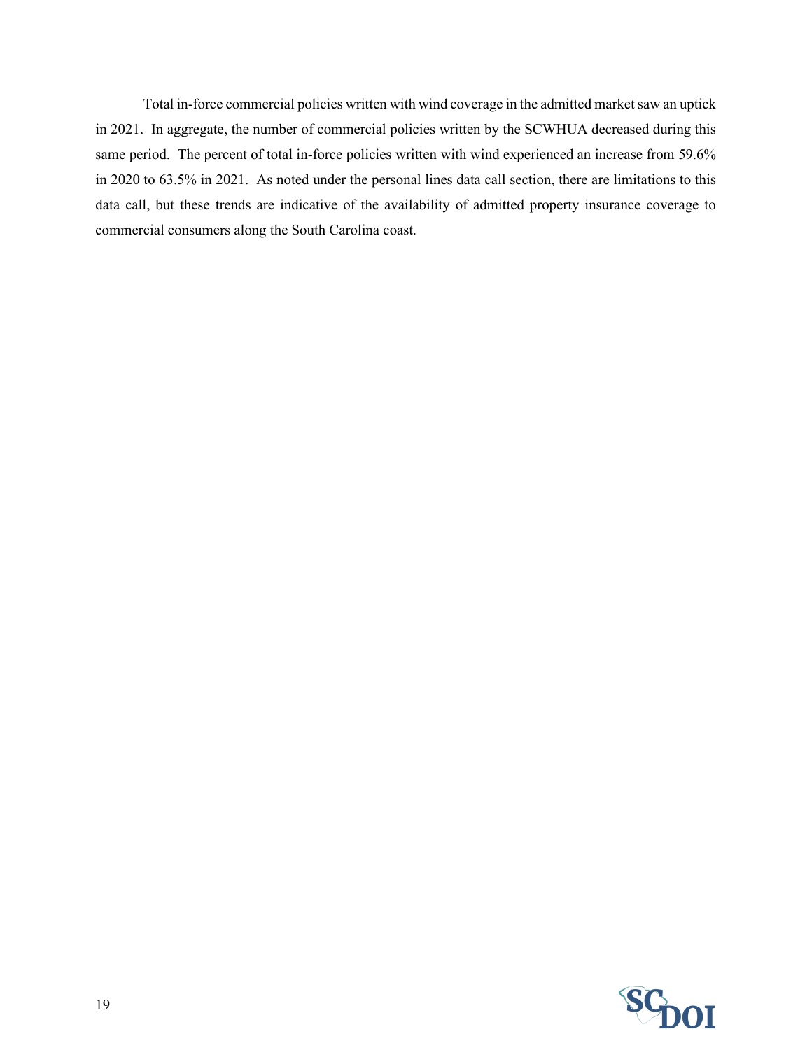Total in-force commercial policies written with wind coverage in the admitted market saw an uptick in 2021. In aggregate, the number of commercial policies written by the SCWHUA decreased during this same period. The percent of total in-force policies written with wind experienced an increase from 59.6% in 2020 to 63.5% in 2021. As noted under the personal lines data call section, there are limitations to this data call, but these trends are indicative of the availability of admitted property insurance coverage to commercial consumers along the South Carolina coast.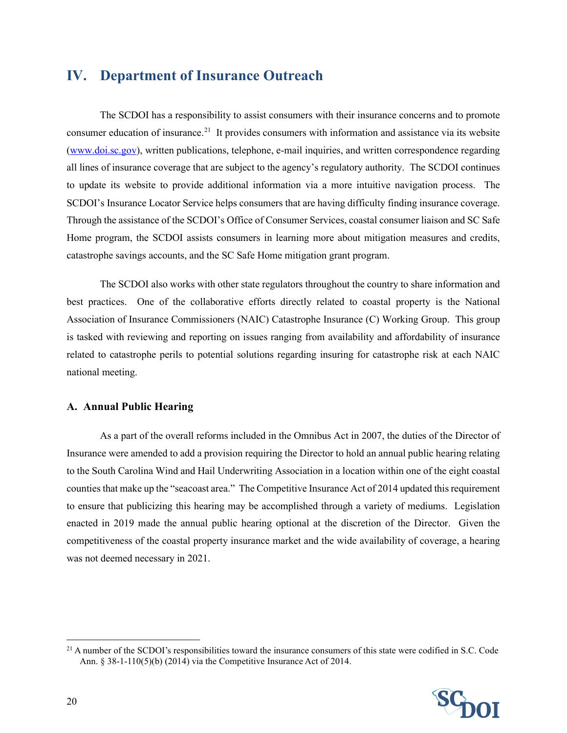## IV. Department of Insurance Outreach

The SCDOI has a responsibility to assist consumers with their insurance concerns and to promote consumer education of insurance.[21] It provides consumers with information and assistance via its website (www.doi.sc.gov), written publications, telephone, e-mail inquiries, and written correspondence regarding all lines of insurance coverage that are subject to the agency's regulatory authority. The SCDOI continues to update its website to provide additional information via a more intuitive navigation process. The SCDOI's Insurance Locator Service helps consumers that are having difficulty finding insurance coverage. Through the assistance of the SCDOI's Office of Consumer Services, coastal consumer liaison and SC Safe Home program, the SCDOI assists consumers in learning more about mitigation measures and credits, catastrophe savings accounts, and the SC Safe Home mitigation grant program.

The SCDOI also works with other state regulators throughout the country to share information and best practices. One of the collaborative efforts directly related to coastal property is the National Association of Insurance Commissioners (NAIC) Catastrophe Insurance (C) Working Group. This group is tasked with reviewing and reporting on issues ranging from availability and affordability of insurance related to catastrophe perils to potential solutions regarding insuring for catastrophe risk at each NAIC national meeting.

### A. Annual Public Hearing

As a part of the overall reforms included in the Omnibus Act in 2007, the duties of the Director of Insurance were amended to add a provision requiring the Director to hold an annual public hearing relating to the South Carolina Wind and Hail Underwriting Association in a location within one of the eight coastal counties that make up the "seacoast area." The Competitive Insurance Act of 2014 updated this requirement to ensure that publicizing this hearing may be accomplished through a variety of mediums. Legislation enacted in 2019 made the annual public hearing optional at the discretion of the Director. Given the competitiveness of the coastal property insurance market and the wide availability of coverage, a hearing was not deemed necessary in 2021.

[21] A number of the SCDOI's responsibilities toward the insurance consumers of this state were codified in S.C. Code Ann. § 38-1-110(5)(b) (2014) via the Competitive Insurance Act of 2014.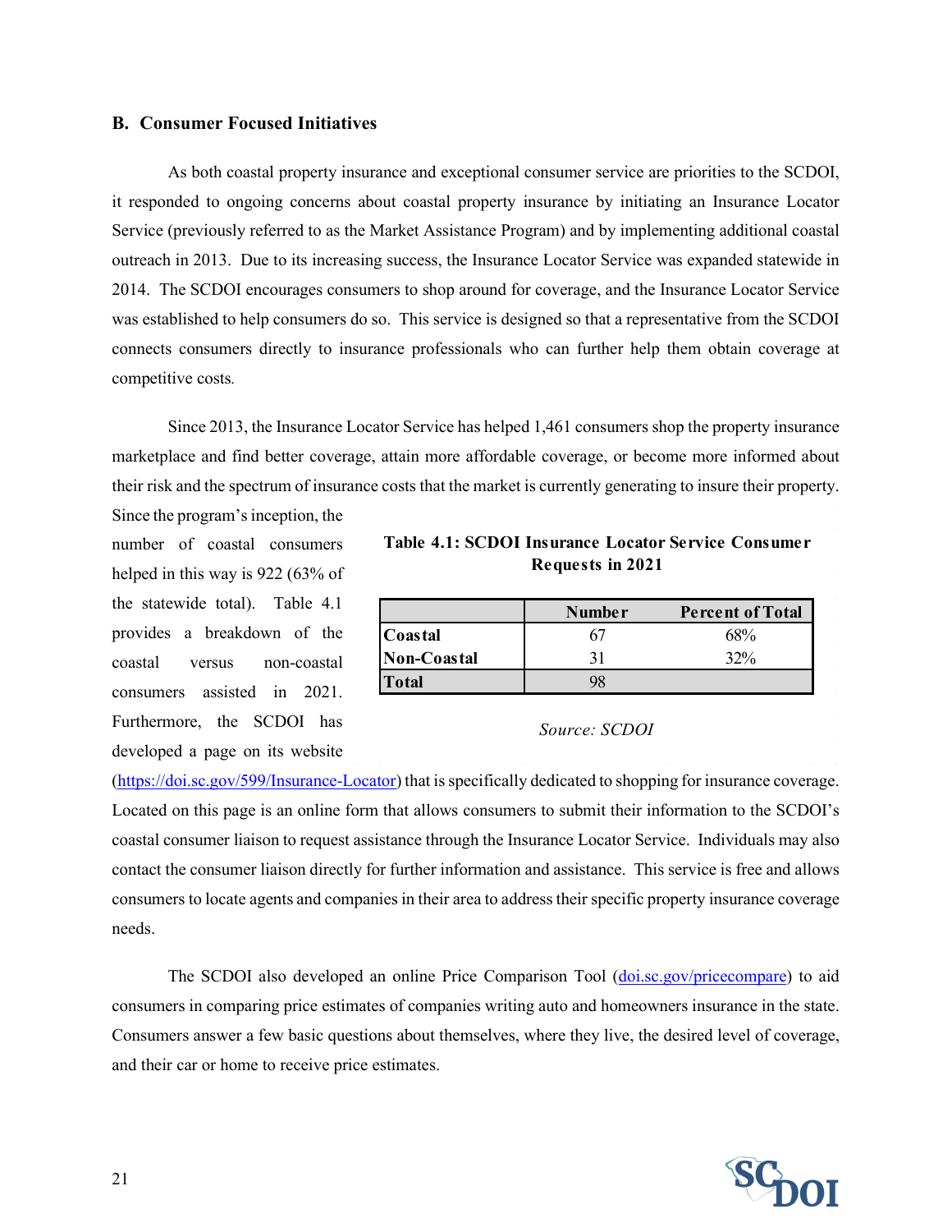## B. Consumer Focused Initiatives

As both coastal property insurance and exceptional consumer service are priorities to the SCDOI, it responded to ongoing concerns about coastal property insurance by initiating an Insurance Locator Service (previously referred to as the Market Assistance Program) and by implementing additional coastal outreach in 2013. Due to its increasing success, the Insurance Locator Service was expanded statewide in 2014. The SCDOI encourages consumers to shop around for coverage, and the Insurance Locator Service was established to help consumers do so. This service is designed so that a representative from the SCDOI connects consumers directly to insurance professionals who can further help them obtain coverage at competitive costs.

Since 2013, the Insurance Locator Service has helped 1,461 consumers shop the property insurance marketplace and find better coverage, attain more affordable coverage, or become more informed about their risk and the spectrum of insurance costs that the market is currently generating to insure their property. Since the program's inception, the number of coastal consumers helped in this way is 922 (63% of the statewide total). Table 4.1 provides a breakdown of the coastal versus non-coastal consumers assisted in 2021. Furthermore, the SCDOI has developed a page on its website (https://doi.sc.gov/599/Insurance-Locator) that is specifically dedicated to shopping for insurance coverage. Located on this page is an online form that allows consumers to submit their information to the SCDOI's coastal consumer liaison to request assistance through the Insurance Locator Service. Individuals may also contact the consumer liaison directly for further information and assistance. This service is free and allows consumers to locate agents and companies in their area to address their specific property insurance coverage needs.

**Table 4.1: SCDOI Insurance Locator Service Consumer Requests in 2021**

| | Number | Percent of Total |
|---|---|---|
| **Coastal** | 67 | 68% |
| **Non-Coastal** | 31 | 32% |
| **Total** | 98 | |

*Source: SCDOI*

The SCDOI also developed an online Price Comparison Tool (doi.sc.gov/pricecompare) to aid consumers in comparing price estimates of companies writing auto and homeowners insurance in the state. Consumers answer a few basic questions about themselves, where they live, the desired level of coverage, and their car or home to receive price estimates.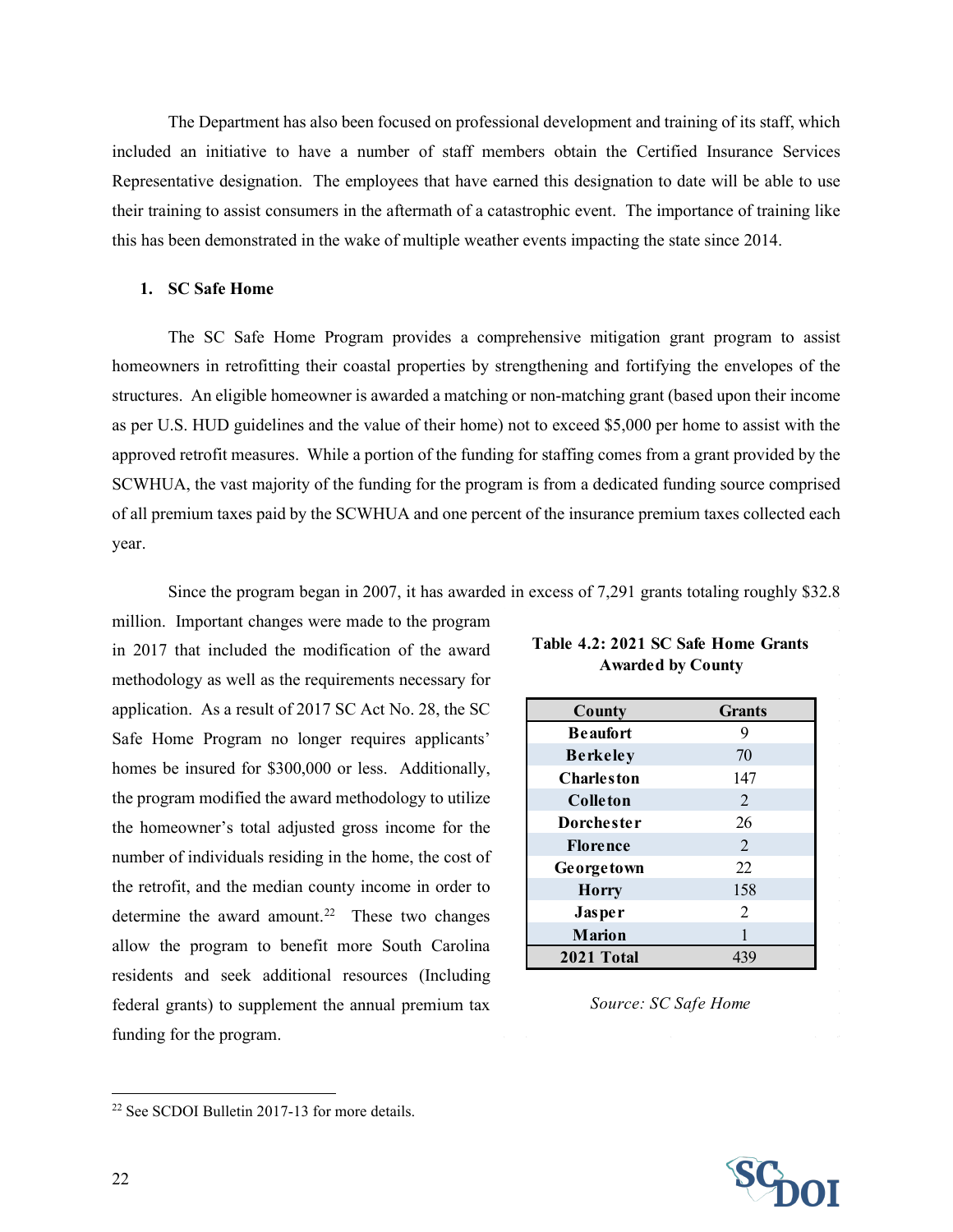The Department has also been focused on professional development and training of its staff, which included an initiative to have a number of staff members obtain the Certified Insurance Services Representative designation. The employees that have earned this designation to date will be able to use their training to assist consumers in the aftermath of a catastrophic event. The importance of training like this has been demonstrated in the wake of multiple weather events impacting the state since 2014.

### 1. SC Safe Home

The SC Safe Home Program provides a comprehensive mitigation grant program to assist homeowners in retrofitting their coastal properties by strengthening and fortifying the envelopes of the structures. An eligible homeowner is awarded a matching or non-matching grant (based upon their income as per U.S. HUD guidelines and the value of their home) not to exceed $5,000 per home to assist with the approved retrofit measures. While a portion of the funding for staffing comes from a grant provided by the SCWHUA, the vast majority of the funding for the program is from a dedicated funding source comprised of all premium taxes paid by the SCWHUA and one percent of the insurance premium taxes collected each year.

Since the program began in 2007, it has awarded in excess of 7,291 grants totaling roughly $32.8 million. Important changes were made to the program in 2017 that included the modification of the award methodology as well as the requirements necessary for application. As a result of 2017 SC Act No. 28, the SC Safe Home Program no longer requires applicants' homes be insured for $300,000 or less. Additionally, the program modified the award methodology to utilize the homeowner's total adjusted gross income for the number of individuals residing in the home, the cost of the retrofit, and the median county income in order to determine the award amount.[22] These two changes allow the program to benefit more South Carolina residents and seek additional resources (Including federal grants) to supplement the annual premium tax funding for the program.

**Table 4.2: 2021 SC Safe Home Grants Awarded by County**

| County | Grants |
|---|---|
| Beaufort | 9 |
| Berkeley | 70 |
| Charleston | 147 |
| Colleton | 2 |
| Dorchester | 26 |
| Florence | 2 |
| Georgetown | 22 |
| Horry | 158 |
| Jasper | 2 |
| Marion | 1 |
| **2021 Total** | 439 |

*Source: SC Safe Home*

[22] See SCDOI Bulletin 2017-13 for more details.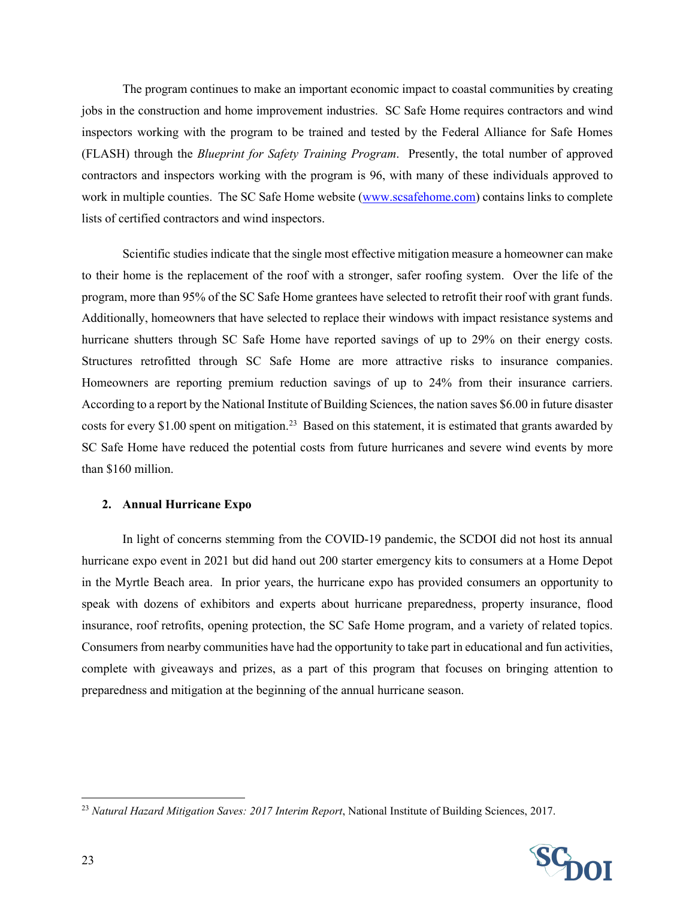The program continues to make an important economic impact to coastal communities by creating jobs in the construction and home improvement industries. SC Safe Home requires contractors and wind inspectors working with the program to be trained and tested by the Federal Alliance for Safe Homes (FLASH) through the *Blueprint for Safety Training Program*. Presently, the total number of approved contractors and inspectors working with the program is 96, with many of these individuals approved to work in multiple counties. The SC Safe Home website ([www.scsafehome.com](http://www.scsafehome.com)) contains links to complete lists of certified contractors and wind inspectors.

Scientific studies indicate that the single most effective mitigation measure a homeowner can make to their home is the replacement of the roof with a stronger, safer roofing system. Over the life of the program, more than 95% of the SC Safe Home grantees have selected to retrofit their roof with grant funds. Additionally, homeowners that have selected to replace their windows with impact resistance systems and hurricane shutters through SC Safe Home have reported savings of up to 29% on their energy costs. Structures retrofitted through SC Safe Home are more attractive risks to insurance companies. Homeowners are reporting premium reduction savings of up to 24% from their insurance carriers. According to a report by the National Institute of Building Sciences, the nation saves $6.00 in future disaster costs for every $1.00 spent on mitigation.[23] Based on this statement, it is estimated that grants awarded by SC Safe Home have reduced the potential costs from future hurricanes and severe wind events by more than $160 million.

### 2. Annual Hurricane Expo

In light of concerns stemming from the COVID-19 pandemic, the SCDOI did not host its annual hurricane expo event in 2021 but did hand out 200 starter emergency kits to consumers at a Home Depot in the Myrtle Beach area. In prior years, the hurricane expo has provided consumers an opportunity to speak with dozens of exhibitors and experts about hurricane preparedness, property insurance, flood insurance, roof retrofits, opening protection, the SC Safe Home program, and a variety of related topics. Consumers from nearby communities have had the opportunity to take part in educational and fun activities, complete with giveaways and prizes, as a part of this program that focuses on bringing attention to preparedness and mitigation at the beginning of the annual hurricane season.

---

[23] *Natural Hazard Mitigation Saves: 2017 Interim Report*, National Institute of Building Sciences, 2017.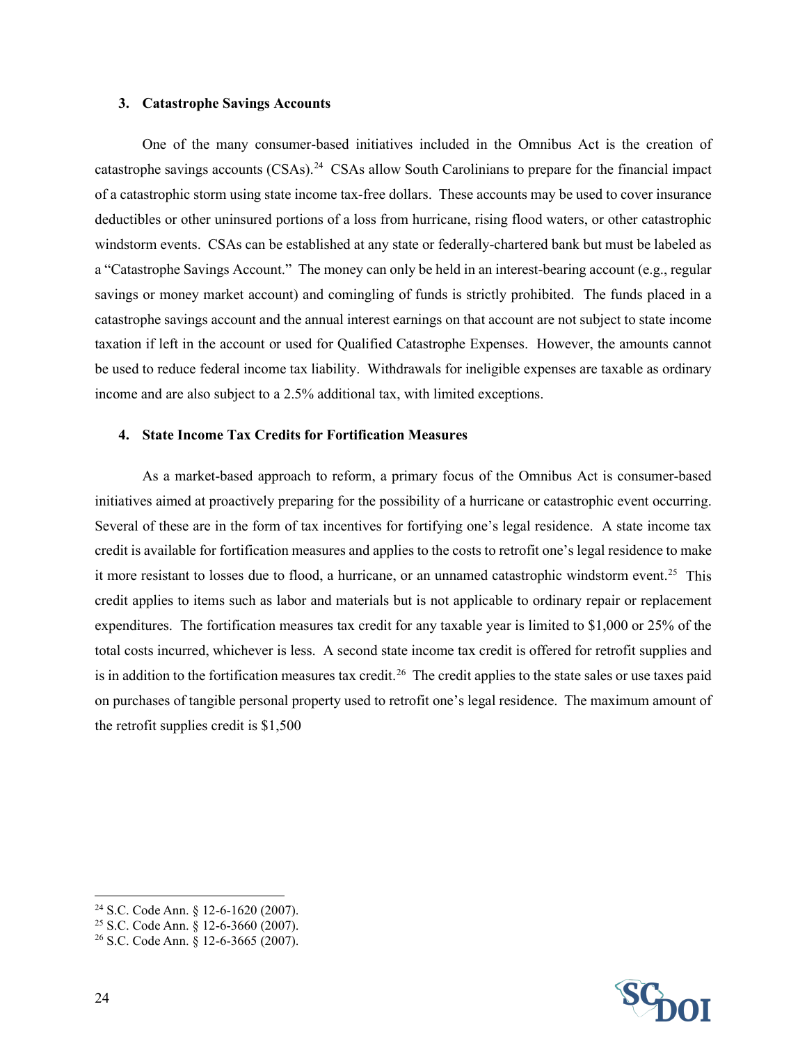### 3. Catastrophe Savings Accounts

One of the many consumer-based initiatives included in the Omnibus Act is the creation of catastrophe savings accounts (CSAs).[24] CSAs allow South Carolinians to prepare for the financial impact of a catastrophic storm using state income tax-free dollars. These accounts may be used to cover insurance deductibles or other uninsured portions of a loss from hurricane, rising flood waters, or other catastrophic windstorm events. CSAs can be established at any state or federally-chartered bank but must be labeled as a "Catastrophe Savings Account." The money can only be held in an interest-bearing account (e.g., regular savings or money market account) and comingling of funds is strictly prohibited. The funds placed in a catastrophe savings account and the annual interest earnings on that account are not subject to state income taxation if left in the account or used for Qualified Catastrophe Expenses. However, the amounts cannot be used to reduce federal income tax liability. Withdrawals for ineligible expenses are taxable as ordinary income and are also subject to a 2.5% additional tax, with limited exceptions.

### 4. State Income Tax Credits for Fortification Measures

As a market-based approach to reform, a primary focus of the Omnibus Act is consumer-based initiatives aimed at proactively preparing for the possibility of a hurricane or catastrophic event occurring. Several of these are in the form of tax incentives for fortifying one's legal residence. A state income tax credit is available for fortification measures and applies to the costs to retrofit one's legal residence to make it more resistant to losses due to flood, a hurricane, or an unnamed catastrophic windstorm event.[25] This credit applies to items such as labor and materials but is not applicable to ordinary repair or replacement expenditures. The fortification measures tax credit for any taxable year is limited to $1,000 or 25% of the total costs incurred, whichever is less. A second state income tax credit is offered for retrofit supplies and is in addition to the fortification measures tax credit.[26] The credit applies to the state sales or use taxes paid on purchases of tangible personal property used to retrofit one's legal residence. The maximum amount of the retrofit supplies credit is $1,500

---

[24] S.C. Code Ann. § 12-6-1620 (2007).

[25] S.C. Code Ann. § 12-6-3660 (2007).

[26] S.C. Code Ann. § 12-6-3665 (2007).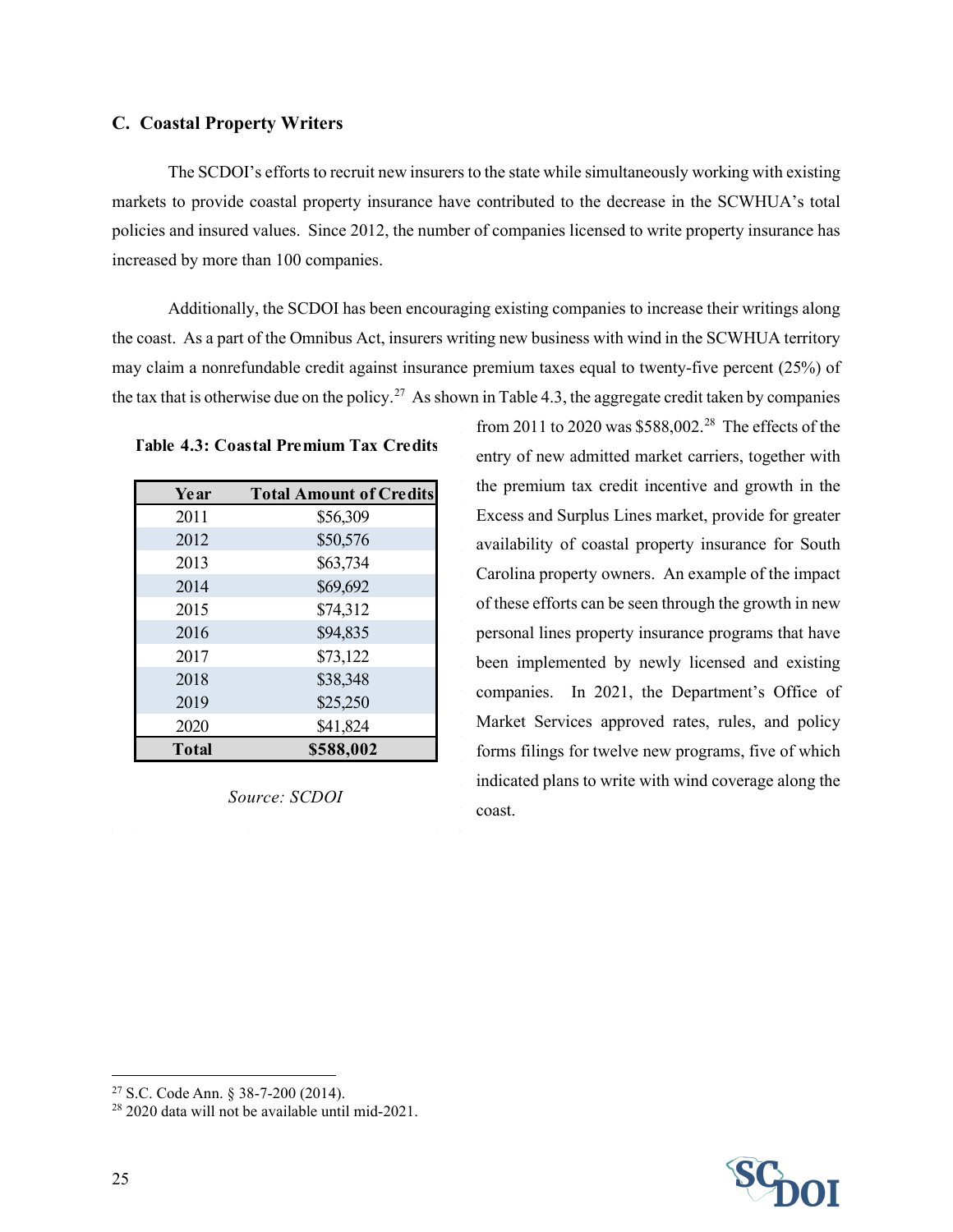### C. Coastal Property Writers

The SCDOI's efforts to recruit new insurers to the state while simultaneously working with existing markets to provide coastal property insurance have contributed to the decrease in the SCWHUA's total policies and insured values. Since 2012, the number of companies licensed to write property insurance has increased by more than 100 companies.

Additionally, the SCDOI has been encouraging existing companies to increase their writings along the coast. As a part of the Omnibus Act, insurers writing new business with wind in the SCWHUA territory may claim a nonrefundable credit against insurance premium taxes equal to twenty-five percent (25%) of the tax that is otherwise due on the policy.[27] As shown in Table 4.3, the aggregate credit taken by companies from 2011 to 2020 was $588,002.[28] The effects of the entry of new admitted market carriers, together with the premium tax credit incentive and growth in the Excess and Surplus Lines market, provide for greater availability of coastal property insurance for South Carolina property owners. An example of the impact of these efforts can be seen through the growth in new personal lines property insurance programs that have been implemented by newly licensed and existing companies. In 2021, the Department's Office of Market Services approved rates, rules, and policy forms filings for twelve new programs, five of which indicated plans to write with wind coverage along the coast.

**Table 4.3: Coastal Premium Tax Credits**

| Year | Total Amount of Credits |
|---|---|
| 2011 | $56,309 |
| 2012 | $50,576 |
| 2013 | $63,734 |
| 2014 | $69,692 |
| 2015 | $74,312 |
| 2016 | $94,835 |
| 2017 | $73,122 |
| 2018 | $38,348 |
| 2019 | $25,250 |
| 2020 | $41,824 |
| **Total** | **$588,002** |

*Source: SCDOI*

[27] S.C. Code Ann. § 38-7-200 (2014).

[28] 2020 data will not be available until mid-2021.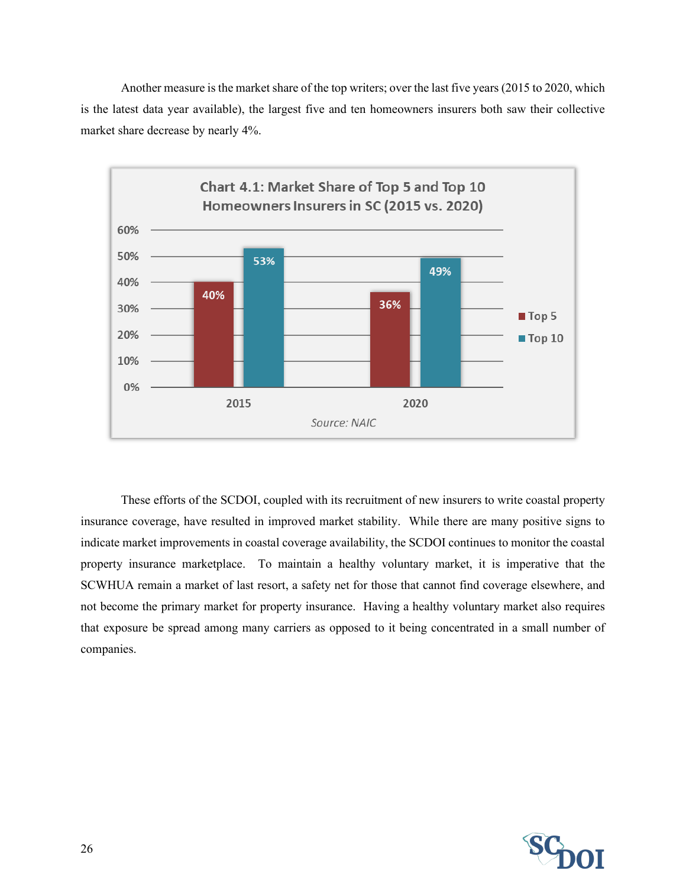Another measure is the market share of the top writers; over the last five years (2015 to 2020, which is the latest data year available), the largest five and ten homeowners insurers both saw their collective market share decrease by nearly 4%.

**Chart 4.1: Market Share of Top 5 and Top 10 Homeowners Insurers in SC (2015 vs. 2020)**

| Year | Top 5 | Top 10 |
|---|---|---|
| 2015 | 40% | 53% |
| 2020 | 36% | 49% |

*Source: NAIC*

These efforts of the SCDOI, coupled with its recruitment of new insurers to write coastal property insurance coverage, have resulted in improved market stability. While there are many positive signs to indicate market improvements in coastal coverage availability, the SCDOI continues to monitor the coastal property insurance marketplace. To maintain a healthy voluntary market, it is imperative that the SCWHUA remain a market of last resort, a safety net for those that cannot find coverage elsewhere, and not become the primary market for property insurance. Having a healthy voluntary market also requires that exposure be spread among many carriers as opposed to it being concentrated in a small number of companies.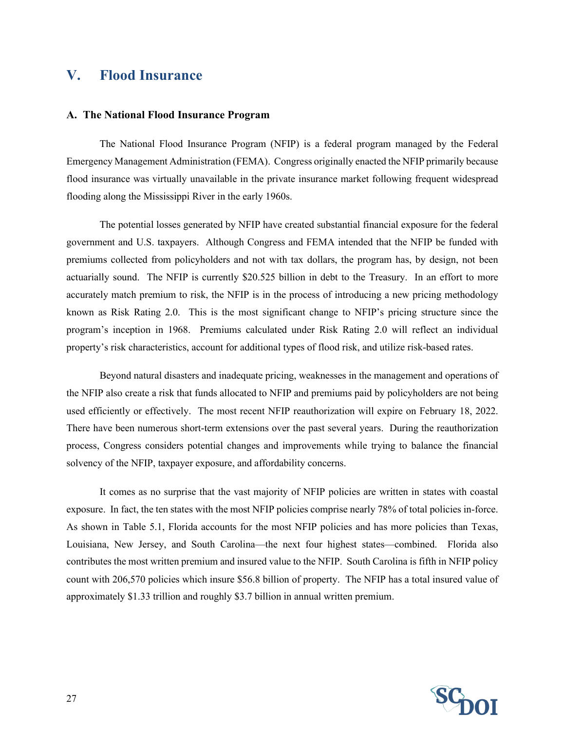## V. Flood Insurance

### A. The National Flood Insurance Program

The National Flood Insurance Program (NFIP) is a federal program managed by the Federal Emergency Management Administration (FEMA). Congress originally enacted the NFIP primarily because flood insurance was virtually unavailable in the private insurance market following frequent widespread flooding along the Mississippi River in the early 1960s.

The potential losses generated by NFIP have created substantial financial exposure for the federal government and U.S. taxpayers. Although Congress and FEMA intended that the NFIP be funded with premiums collected from policyholders and not with tax dollars, the program has, by design, not been actuarially sound. The NFIP is currently $20.525 billion in debt to the Treasury. In an effort to more accurately match premium to risk, the NFIP is in the process of introducing a new pricing methodology known as Risk Rating 2.0. This is the most significant change to NFIP's pricing structure since the program's inception in 1968. Premiums calculated under Risk Rating 2.0 will reflect an individual property's risk characteristics, account for additional types of flood risk, and utilize risk-based rates.

Beyond natural disasters and inadequate pricing, weaknesses in the management and operations of the NFIP also create a risk that funds allocated to NFIP and premiums paid by policyholders are not being used efficiently or effectively. The most recent NFIP reauthorization will expire on February 18, 2022. There have been numerous short-term extensions over the past several years. During the reauthorization process, Congress considers potential changes and improvements while trying to balance the financial solvency of the NFIP, taxpayer exposure, and affordability concerns.

It comes as no surprise that the vast majority of NFIP policies are written in states with coastal exposure. In fact, the ten states with the most NFIP policies comprise nearly 78% of total policies in-force. As shown in Table 5.1, Florida accounts for the most NFIP policies and has more policies than Texas, Louisiana, New Jersey, and South Carolina—the next four highest states—combined. Florida also contributes the most written premium and insured value to the NFIP. South Carolina is fifth in NFIP policy count with 206,570 policies which insure $56.8 billion of property. The NFIP has a total insured value of approximately $1.33 trillion and roughly $3.7 billion in annual written premium.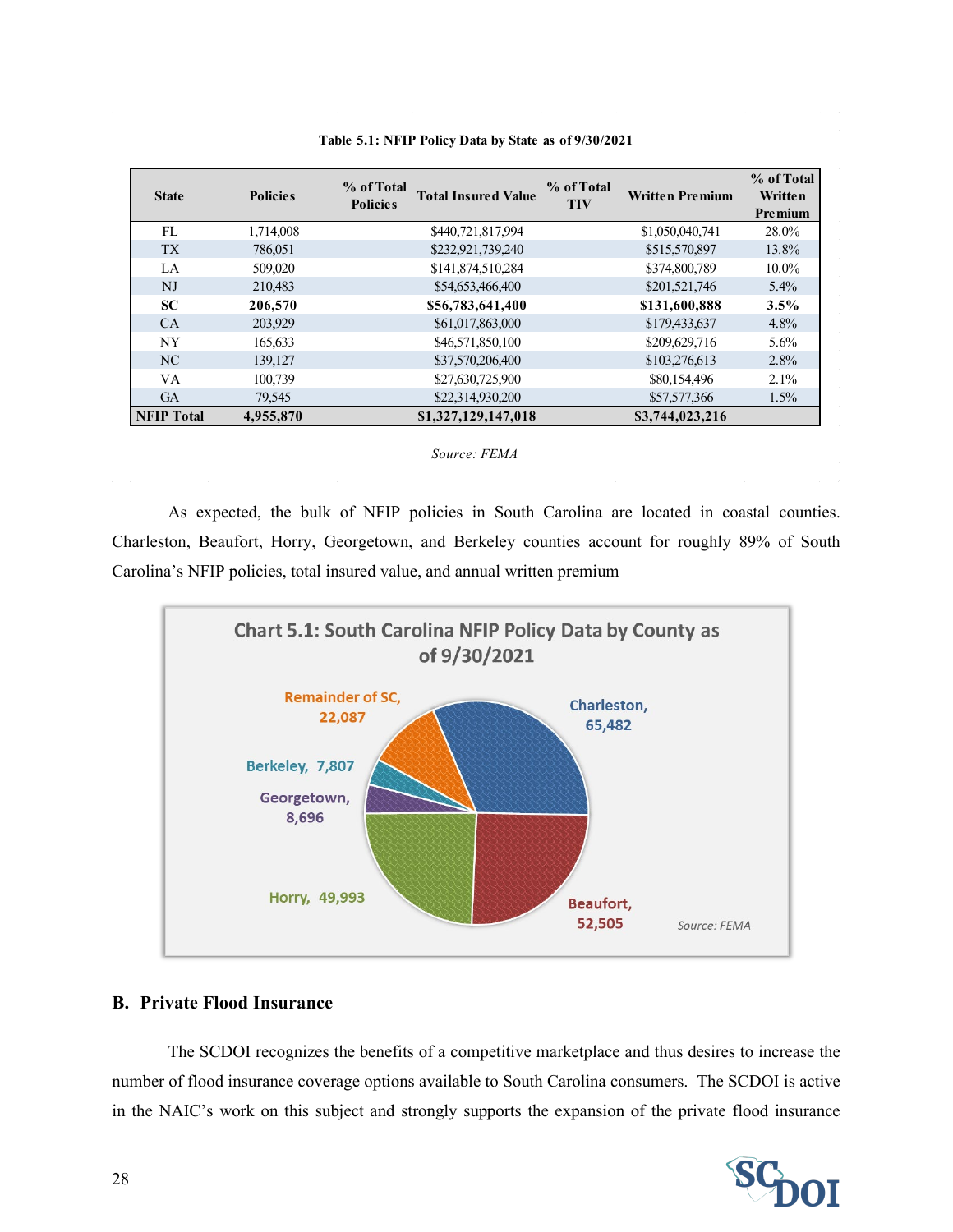**Table 5.1: NFIP Policy Data by State as of 9/30/2021**

| State | Policies | % of Total Policies | Total Insured Value | % of Total TIV | Written Premium | % of Total Written Premium |
|---|---|---|---|---|---|---|
| FL | 1,714,008 | | $440,721,817,994 | | $1,050,040,741 | 28.0% |
| TX | 786,051 | | $232,921,739,240 | | $515,570,897 | 13.8% |
| LA | 509,020 | | $141,874,510,284 | | $374,800,789 | 10.0% |
| NJ | 210,483 | | $54,653,466,400 | | $201,521,746 | 5.4% |
| **SC** | **206,570** | | **$56,783,641,400** | | **$131,600,888** | **3.5%** |
| CA | 203,929 | | $61,017,863,000 | | $179,433,637 | 4.8% |
| NY | 165,633 | | $46,571,850,100 | | $209,629,716 | 5.6% |
| NC | 139,127 | | $37,570,206,400 | | $103,276,613 | 2.8% |
| VA | 100,739 | | $27,630,725,900 | | $80,154,496 | 2.1% |
| GA | 79,545 | | $22,314,930,200 | | $57,577,366 | 1.5% |
| **NFIP Total** | **4,955,870** | | **$1,327,129,147,018** | | **$3,744,023,216** | |

*Source: FEMA*

As expected, the bulk of NFIP policies in South Carolina are located in coastal counties. Charleston, Beaufort, Horry, Georgetown, and Berkeley counties account for roughly 89% of South Carolina's NFIP policies, total insured value, and annual written premium

**Chart 5.1: South Carolina NFIP Policy Data by County as of 9/30/2021**

| County | Policies |
|---|---|
| Charleston | 65,482 |
| Beaufort | 52,505 |
| Horry | 49,993 |
| Georgetown | 8,696 |
| Berkeley | 7,807 |
| Remainder of SC | 22,087 |

*Source: FEMA*

## B. Private Flood Insurance

The SCDOI recognizes the benefits of a competitive marketplace and thus desires to increase the number of flood insurance coverage options available to South Carolina consumers. The SCDOI is active in the NAIC's work on this subject and strongly supports the expansion of the private flood insurance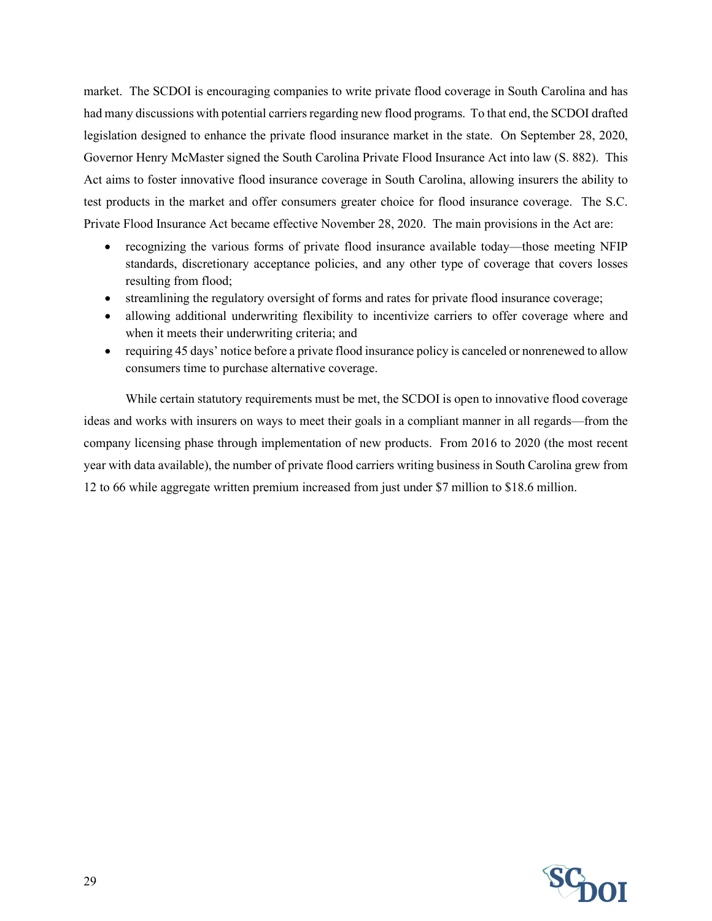market. The SCDOI is encouraging companies to write private flood coverage in South Carolina and has had many discussions with potential carriers regarding new flood programs. To that end, the SCDOI drafted legislation designed to enhance the private flood insurance market in the state. On September 28, 2020, Governor Henry McMaster signed the South Carolina Private Flood Insurance Act into law (S. 882). This Act aims to foster innovative flood insurance coverage in South Carolina, allowing insurers the ability to test products in the market and offer consumers greater choice for flood insurance coverage. The S.C. Private Flood Insurance Act became effective November 28, 2020. The main provisions in the Act are:

- recognizing the various forms of private flood insurance available today—those meeting NFIP standards, discretionary acceptance policies, and any other type of coverage that covers losses resulting from flood;
- streamlining the regulatory oversight of forms and rates for private flood insurance coverage;
- allowing additional underwriting flexibility to incentivize carriers to offer coverage where and when it meets their underwriting criteria; and
- requiring 45 days' notice before a private flood insurance policy is canceled or nonrenewed to allow consumers time to purchase alternative coverage.

While certain statutory requirements must be met, the SCDOI is open to innovative flood coverage ideas and works with insurers on ways to meet their goals in a compliant manner in all regards—from the company licensing phase through implementation of new products. From 2016 to 2020 (the most recent year with data available), the number of private flood carriers writing business in South Carolina grew from 12 to 66 while aggregate written premium increased from just under $7 million to $18.6 million.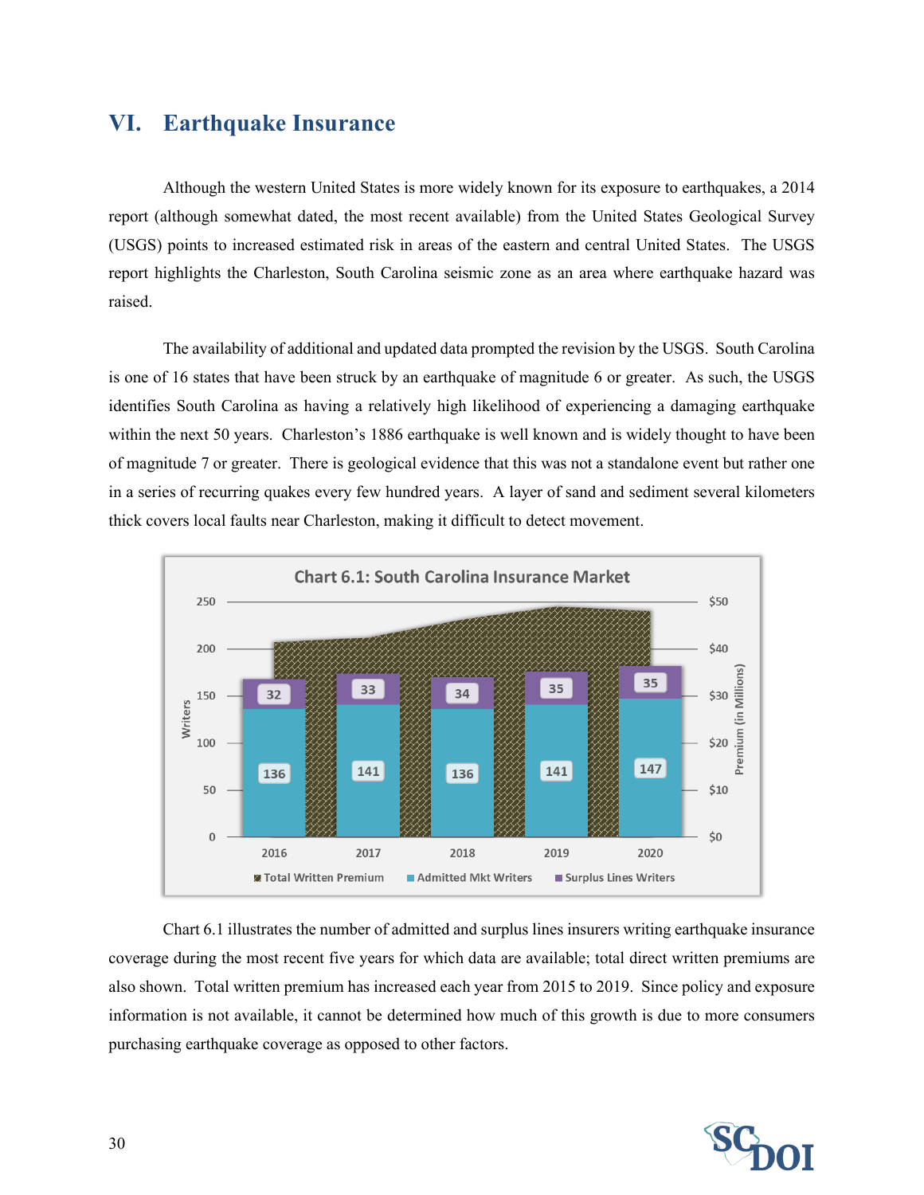# VI. Earthquake Insurance

Although the western United States is more widely known for its exposure to earthquakes, a 2014 report (although somewhat dated, the most recent available) from the United States Geological Survey (USGS) points to increased estimated risk in areas of the eastern and central United States. The USGS report highlights the Charleston, South Carolina seismic zone as an area where earthquake hazard was raised.

The availability of additional and updated data prompted the revision by the USGS. South Carolina is one of 16 states that have been struck by an earthquake of magnitude 6 or greater. As such, the USGS identifies South Carolina as having a relatively high likelihood of experiencing a damaging earthquake within the next 50 years. Charleston's 1886 earthquake is well known and is widely thought to have been of magnitude 7 or greater. There is geological evidence that this was not a standalone event but rather one in a series of recurring quakes every few hundred years. A layer of sand and sediment several kilometers thick covers local faults near Charleston, making it difficult to detect movement.

**Chart 6.1: South Carolina Insurance Market**

| Year | Admitted Mkt Writers | Surplus Lines Writers |
|---|---|---|
| 2016 | 136 | 32 |
| 2017 | 141 | 33 |
| 2018 | 136 | 34 |
| 2019 | 141 | 35 |
| 2020 | 147 | 35 |

Chart 6.1 illustrates the number of admitted and surplus lines insurers writing earthquake insurance coverage during the most recent five years for which data are available; total direct written premiums are also shown. Total written premium has increased each year from 2015 to 2019. Since policy and exposure information is not available, it cannot be determined how much of this growth is due to more consumers purchasing earthquake coverage as opposed to other factors.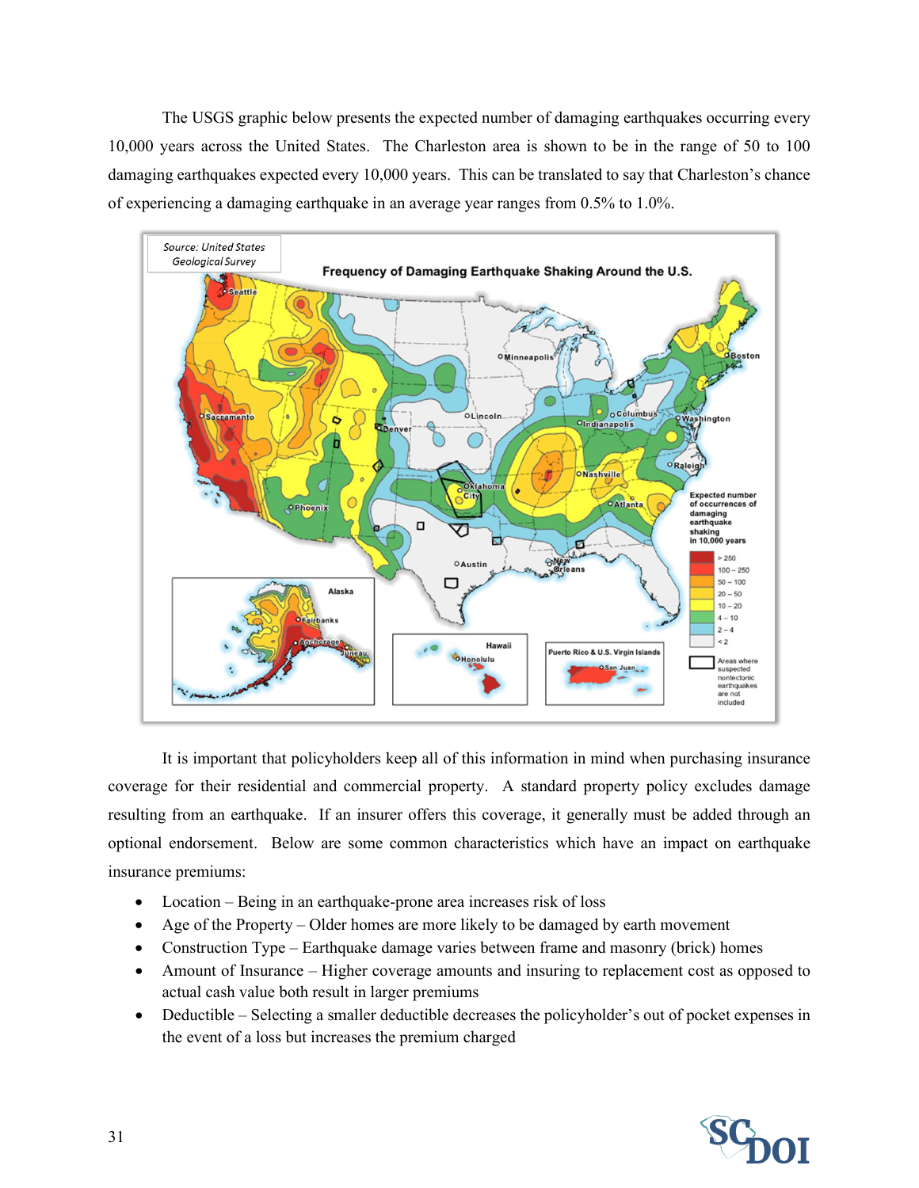The USGS graphic below presents the expected number of damaging earthquakes occurring every 10,000 years across the United States. The Charleston area is shown to be in the range of 50 to 100 damaging earthquakes expected every 10,000 years. This can be translated to say that Charleston's chance of experiencing a damaging earthquake in an average year ranges from 0.5% to 1.0%.

Source: United States Geological Survey

Frequency of Damaging Earthquake Shaking Around the U.S.

Seattle
Sacramento
Phoenix
Denver
Minneapolis
Lincoln
Oklahoma City
Austin
Indianapolis
Columbus
Nashville
Atlanta
New Orleans
Washington
Raleigh
Boston

Alaska
Fairbanks
Anchorage
Juneau

Hawaii
Honolulu

Puerto Rico & U.S. Virgin Islands
San Juan

Expected number of occurrences of damaging earthquake shaking in 10,000 years

> 250
100 – 250
50 – 100
20 – 50
10 – 20
4 – 10
2 – 4
< 2

Areas where suspected nontectonic earthquakes are not included

It is important that policyholders keep all of this information in mind when purchasing insurance coverage for their residential and commercial property. A standard property policy excludes damage resulting from an earthquake. If an insurer offers this coverage, it generally must be added through an optional endorsement. Below are some common characteristics which have an impact on earthquake insurance premiums:

- Location – Being in an earthquake-prone area increases risk of loss
- Age of the Property – Older homes are more likely to be damaged by earth movement
- Construction Type – Earthquake damage varies between frame and masonry (brick) homes
- Amount of Insurance – Higher coverage amounts and insuring to replacement cost as opposed to actual cash value both result in larger premiums
- Deductible – Selecting a smaller deductible decreases the policyholder's out of pocket expenses in the event of a loss but increases the premium charged